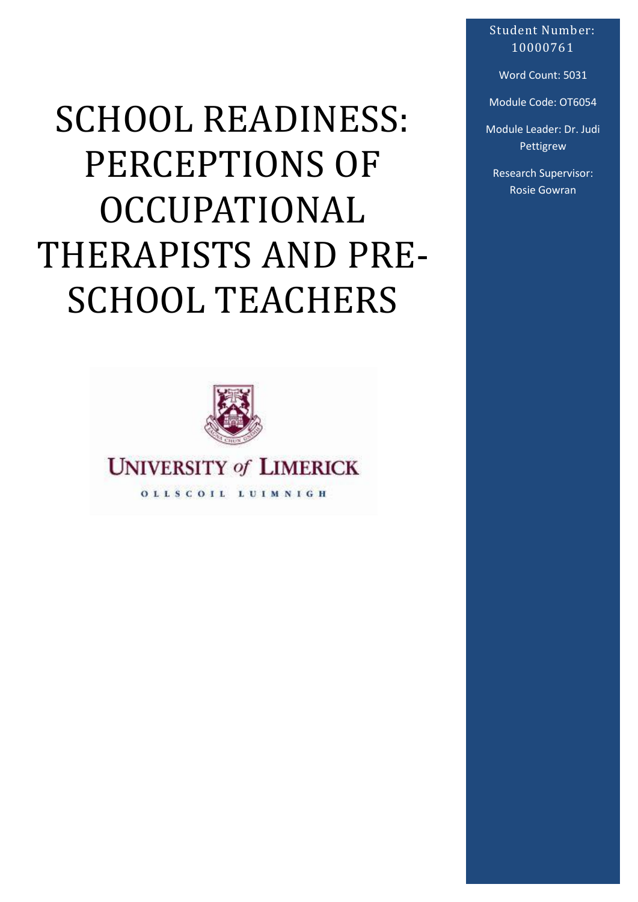# SCHOOL READINESS: PERCEPTIONS OF OCCUPATIONAL THERAPISTS AND PRE-SCHOOL TEACHERS

UNIVERSITY of LIMERICK

OLLSCOIL LUIMNIGH

Student Number: 10000761

Word Count: 5031

Module Code: OT6054

Module Leader: Dr. Judi Pettigrew

Research Supervisor: Rosie Gowran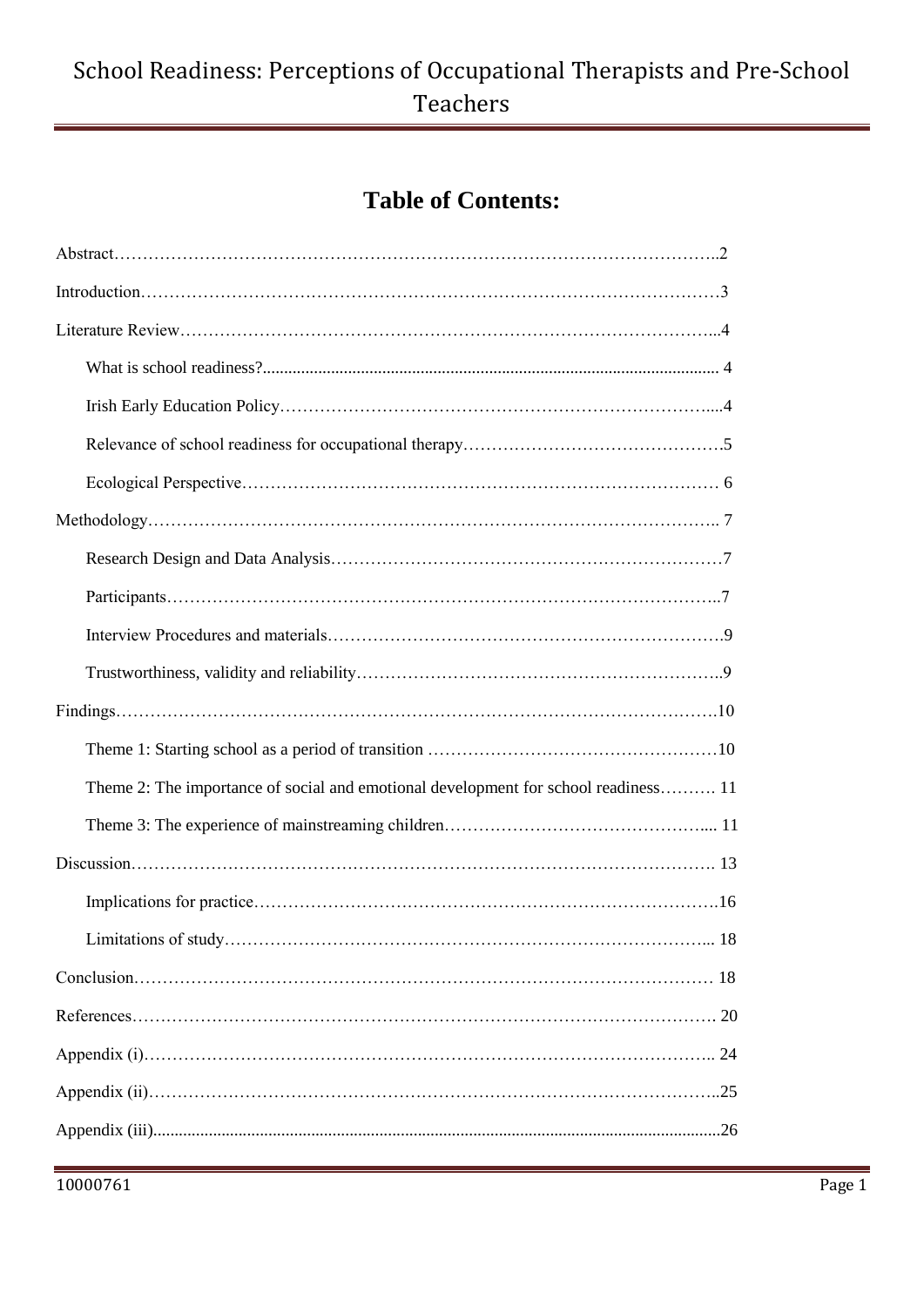# Table of Contents:

Abstract……………………………………………………………………………………………..2

Introduction…………………………………………………………………………………………3

Literature Review…………………………………………………………………………………...4

- What is school readiness?......................................................................................................... 4
- Irish Early Education Policy……………………………………………………………………....4
- Relevance of school readiness for occupational therapy……………………………………….5
- Ecological Perspective…………………………………………………………………………… 6

Methodology……………………………………………………………………………………….. 7

- Research Design and Data Analysis……………………………………………………………7
- Participants…………………………………………………………………………………..7
- Interview Procedures and materials…………………………………………………………….9
- Trustworthiness, validity and reliability………………………………………………………..9

Findings……………………………………………………………………………………………10

- Theme 1: Starting school as a period of transition ……………………………………………10
- Theme 2: The importance of social and emotional development for school readiness………. 11
- Theme 3: The experience of mainstreaming children……………………………………….... 11

Discussion…………………………………………………………………………………………. 13

- Implications for practice……………………………………………………………………….16
- Limitations of study…………………………………………………………………………... 18

Conclusion………………………………………………………………………………………… 18

References…………………………………………………………………………………………. 20

Appendix (i)……………………………………………………………………………………….. 24

Appendix (ii)………………………………………………………………………………………..25

Appendix (iii)..................................................................................................................................26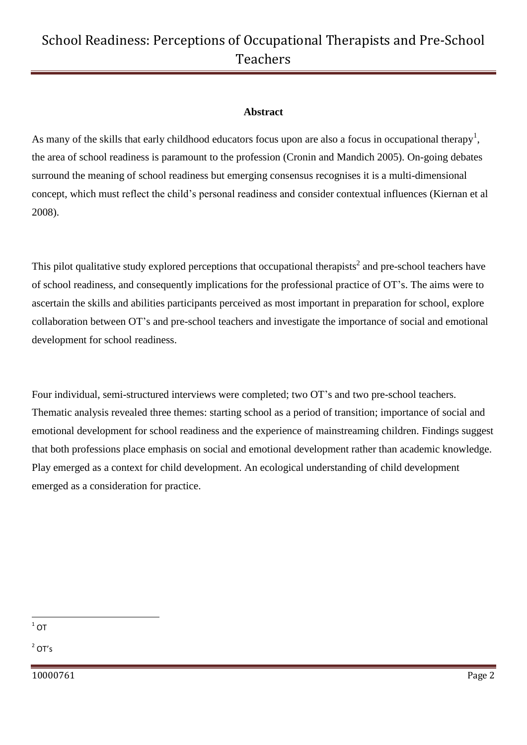## Abstract

As many of the skills that early childhood educators focus upon are also a focus in occupational therapy[1], the area of school readiness is paramount to the profession (Cronin and Mandich 2005). On-going debates surround the meaning of school readiness but emerging consensus recognises it is a multi-dimensional concept, which must reflect the child's personal readiness and consider contextual influences (Kiernan et al 2008).

This pilot qualitative study explored perceptions that occupational therapists[2] and pre-school teachers have of school readiness, and consequently implications for the professional practice of OT's. The aims were to ascertain the skills and abilities participants perceived as most important in preparation for school, explore collaboration between OT's and pre-school teachers and investigate the importance of social and emotional development for school readiness.

Four individual, semi-structured interviews were completed; two OT's and two pre-school teachers. Thematic analysis revealed three themes: starting school as a period of transition; importance of social and emotional development for school readiness and the experience of mainstreaming children. Findings suggest that both professions place emphasis on social and emotional development rather than academic knowledge. Play emerged as a context for child development. An ecological understanding of child development emerged as a consideration for practice.

[1] OT

[2] OT's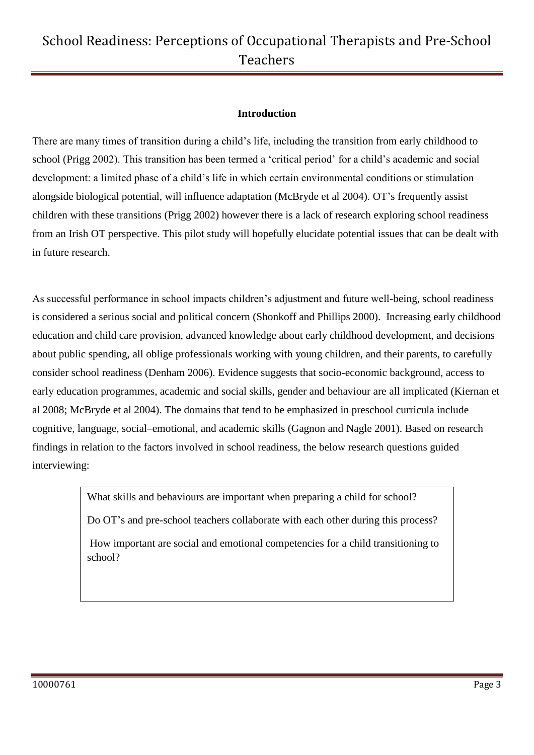## Introduction

There are many times of transition during a child's life, including the transition from early childhood to school (Prigg 2002). This transition has been termed a 'critical period' for a child's academic and social development: a limited phase of a child's life in which certain environmental conditions or stimulation alongside biological potential, will influence adaptation (McBryde et al 2004). OT's frequently assist children with these transitions (Prigg 2002) however there is a lack of research exploring school readiness from an Irish OT perspective. This pilot study will hopefully elucidate potential issues that can be dealt with in future research.

As successful performance in school impacts children's adjustment and future well-being, school readiness is considered a serious social and political concern (Shonkoff and Phillips 2000). Increasing early childhood education and child care provision, advanced knowledge about early childhood development, and decisions about public spending, all oblige professionals working with young children, and their parents, to carefully consider school readiness (Denham 2006). Evidence suggests that socio-economic background, access to early education programmes, academic and social skills, gender and behaviour are all implicated (Kiernan et al 2008; McBryde et al 2004). The domains that tend to be emphasized in preschool curricula include cognitive, language, social–emotional, and academic skills (Gagnon and Nagle 2001). Based on research findings in relation to the factors involved in school readiness, the below research questions guided interviewing:

> What skills and behaviours are important when preparing a child for school?
>
> Do OT's and pre-school teachers collaborate with each other during this process?
>
> How important are social and emotional competencies for a child transitioning to school?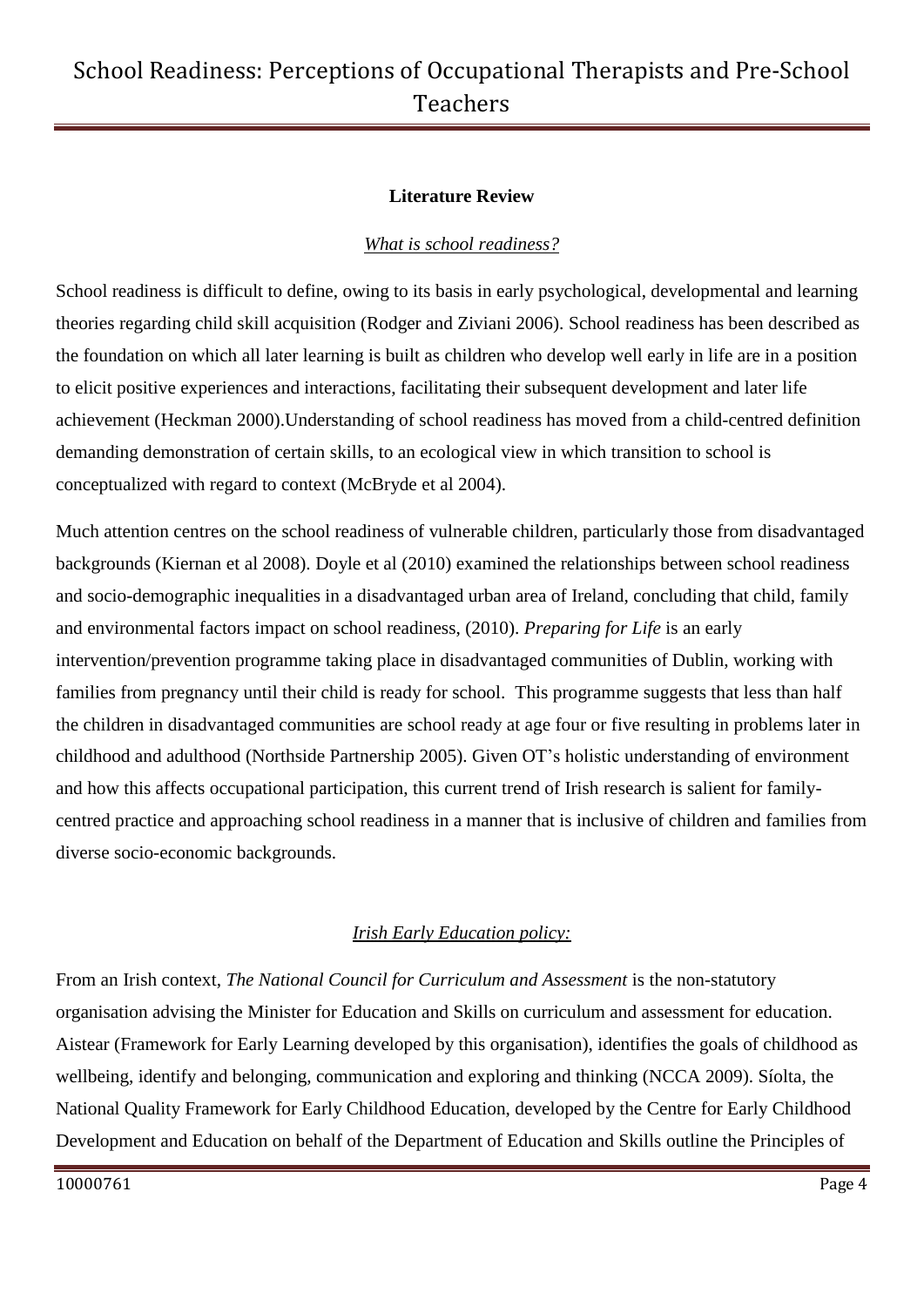**Literature Review**

*What is school readiness?*

School readiness is difficult to define, owing to its basis in early psychological, developmental and learning theories regarding child skill acquisition (Rodger and Ziviani 2006). School readiness has been described as the foundation on which all later learning is built as children who develop well early in life are in a position to elicit positive experiences and interactions, facilitating their subsequent development and later life achievement (Heckman 2000).Understanding of school readiness has moved from a child-centred definition demanding demonstration of certain skills, to an ecological view in which transition to school is conceptualized with regard to context (McBryde et al 2004).

Much attention centres on the school readiness of vulnerable children, particularly those from disadvantaged backgrounds (Kiernan et al 2008). Doyle et al (2010) examined the relationships between school readiness and socio-demographic inequalities in a disadvantaged urban area of Ireland, concluding that child, family and environmental factors impact on school readiness, (2010). *Preparing for Life* is an early intervention/prevention programme taking place in disadvantaged communities of Dublin, working with families from pregnancy until their child is ready for school. This programme suggests that less than half the children in disadvantaged communities are school ready at age four or five resulting in problems later in childhood and adulthood (Northside Partnership 2005). Given OT's holistic understanding of environment and how this affects occupational participation, this current trend of Irish research is salient for family-centred practice and approaching school readiness in a manner that is inclusive of children and families from diverse socio-economic backgrounds.

*Irish Early Education policy:*

From an Irish context, *The National Council for Curriculum and Assessment* is the non-statutory organisation advising the Minister for Education and Skills on curriculum and assessment for education. Aistear (Framework for Early Learning developed by this organisation), identifies the goals of childhood as wellbeing, identify and belonging, communication and exploring and thinking (NCCA 2009). Síolta, the National Quality Framework for Early Childhood Education, developed by the Centre for Early Childhood Development and Education on behalf of the Department of Education and Skills outline the Principles of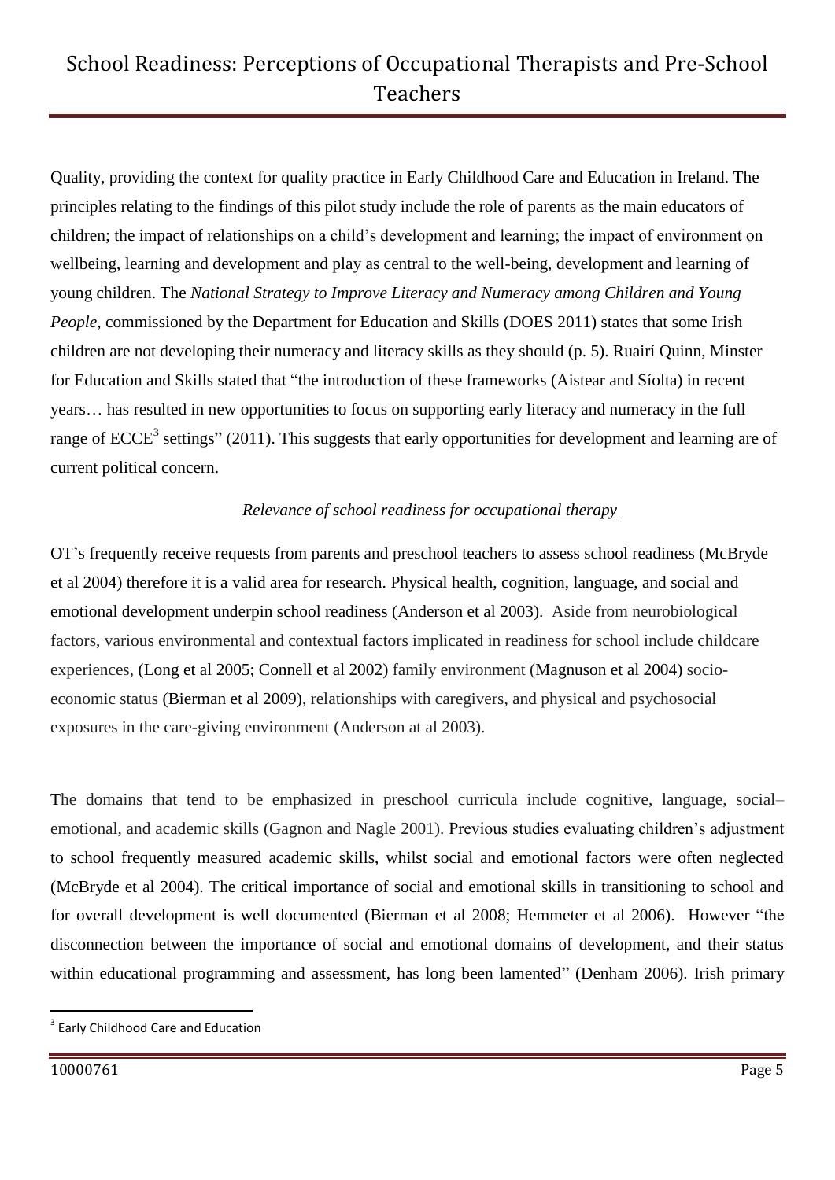Quality, providing the context for quality practice in Early Childhood Care and Education in Ireland. The principles relating to the findings of this pilot study include the role of parents as the main educators of children; the impact of relationships on a child's development and learning; the impact of environment on wellbeing, learning and development and play as central to the well-being, development and learning of young children. The *National Strategy to Improve Literacy and Numeracy among Children and Young People*, commissioned by the Department for Education and Skills (DOES 2011) states that some Irish children are not developing their numeracy and literacy skills as they should (p. 5). Ruairí Quinn, Minster for Education and Skills stated that "the introduction of these frameworks (Aistear and Síolta) in recent years… has resulted in new opportunities to focus on supporting early literacy and numeracy in the full range of ECCE[3] settings" (2011). This suggests that early opportunities for development and learning are of current political concern.

### *Relevance of school readiness for occupational therapy*

OT's frequently receive requests from parents and preschool teachers to assess school readiness (McBryde et al 2004) therefore it is a valid area for research. Physical health, cognition, language, and social and emotional development underpin school readiness (Anderson et al 2003). Aside from neurobiological factors, various environmental and contextual factors implicated in readiness for school include childcare experiences, (Long et al 2005; Connell et al 2002) family environment (Magnuson et al 2004) socio-economic status (Bierman et al 2009), relationships with caregivers, and physical and psychosocial exposures in the care-giving environment (Anderson at al 2003).

The domains that tend to be emphasized in preschool curricula include cognitive, language, social–emotional, and academic skills (Gagnon and Nagle 2001). Previous studies evaluating children's adjustment to school frequently measured academic skills, whilst social and emotional factors were often neglected (McBryde et al 2004). The critical importance of social and emotional skills in transitioning to school and for overall development is well documented (Bierman et al 2008; Hemmeter et al 2006). However "the disconnection between the importance of social and emotional domains of development, and their status within educational programming and assessment, has long been lamented" (Denham 2006). Irish primary

[3] Early Childhood Care and Education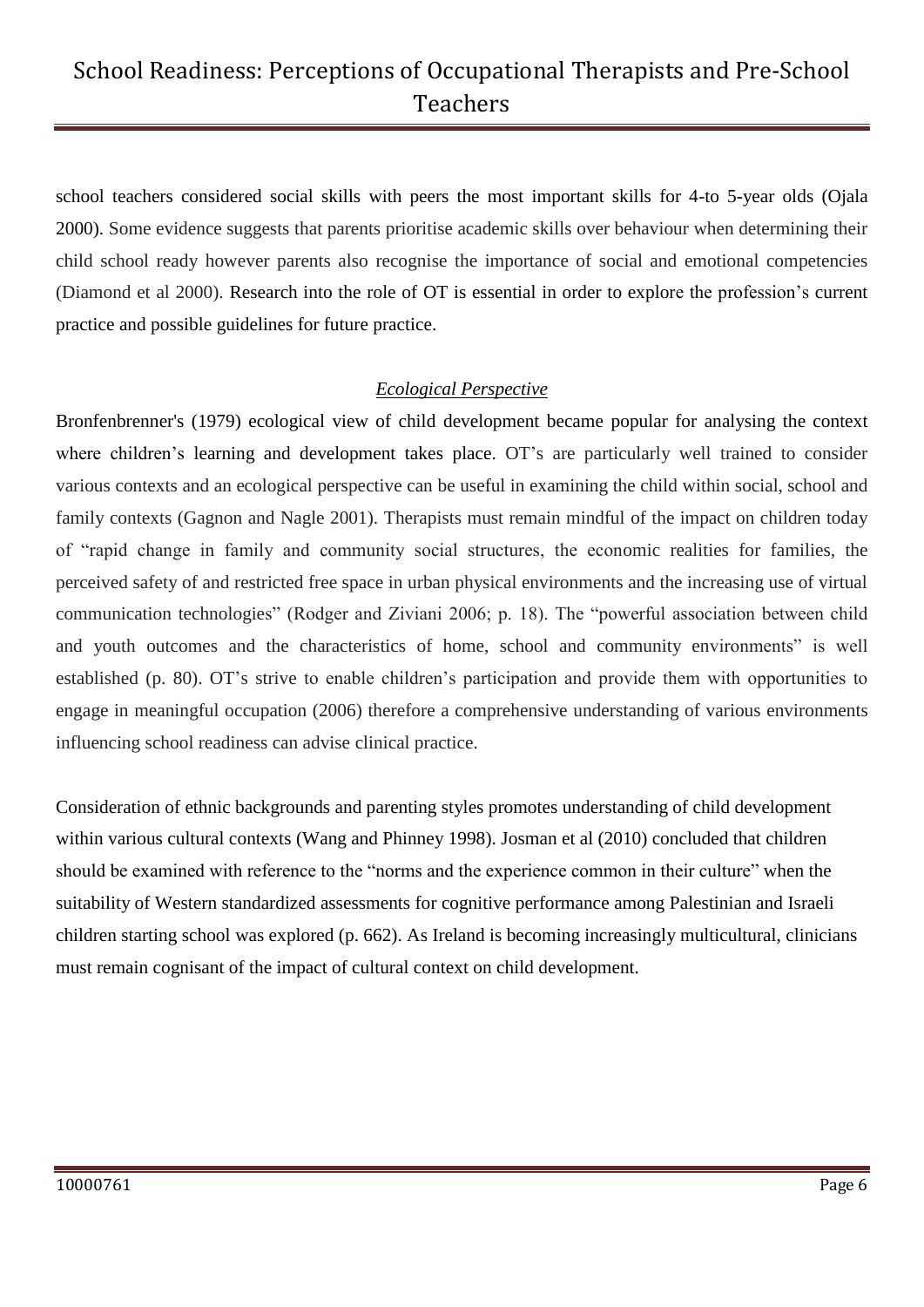school teachers considered social skills with peers the most important skills for 4-to 5-year olds (Ojala 2000). Some evidence suggests that parents prioritise academic skills over behaviour when determining their child school ready however parents also recognise the importance of social and emotional competencies (Diamond et al 2000). Research into the role of OT is essential in order to explore the profession's current practice and possible guidelines for future practice.

*Ecological Perspective*

Bronfenbrenner's (1979) ecological view of child development became popular for analysing the context where children's learning and development takes place. OT's are particularly well trained to consider various contexts and an ecological perspective can be useful in examining the child within social, school and family contexts (Gagnon and Nagle 2001). Therapists must remain mindful of the impact on children today of "rapid change in family and community social structures, the economic realities for families, the perceived safety of and restricted free space in urban physical environments and the increasing use of virtual communication technologies" (Rodger and Ziviani 2006; p. 18). The "powerful association between child and youth outcomes and the characteristics of home, school and community environments" is well established (p. 80). OT's strive to enable children's participation and provide them with opportunities to engage in meaningful occupation (2006) therefore a comprehensive understanding of various environments influencing school readiness can advise clinical practice.

Consideration of ethnic backgrounds and parenting styles promotes understanding of child development within various cultural contexts (Wang and Phinney 1998). Josman et al (2010) concluded that children should be examined with reference to the "norms and the experience common in their culture" when the suitability of Western standardized assessments for cognitive performance among Palestinian and Israeli children starting school was explored (p. 662). As Ireland is becoming increasingly multicultural, clinicians must remain cognisant of the impact of cultural context on child development.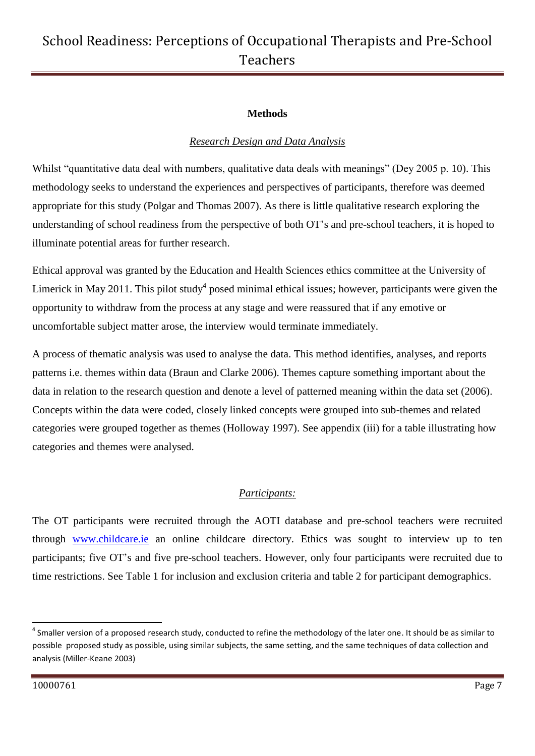**Methods**

*Research Design and Data Analysis*

Whilst "quantitative data deal with numbers, qualitative data deals with meanings" (Dey 2005 p. 10). This methodology seeks to understand the experiences and perspectives of participants, therefore was deemed appropriate for this study (Polgar and Thomas 2007). As there is little qualitative research exploring the understanding of school readiness from the perspective of both OT's and pre-school teachers, it is hoped to illuminate potential areas for further research.

Ethical approval was granted by the Education and Health Sciences ethics committee at the University of Limerick in May 2011. This pilot study[4] posed minimal ethical issues; however, participants were given the opportunity to withdraw from the process at any stage and were reassured that if any emotive or uncomfortable subject matter arose, the interview would terminate immediately.

A process of thematic analysis was used to analyse the data. This method identifies, analyses, and reports patterns i.e. themes within data (Braun and Clarke 2006). Themes capture something important about the data in relation to the research question and denote a level of patterned meaning within the data set (2006). Concepts within the data were coded, closely linked concepts were grouped into sub-themes and related categories were grouped together as themes (Holloway 1997). See appendix (iii) for a table illustrating how categories and themes were analysed.

*Participants:*

The OT participants were recruited through the AOTI database and pre-school teachers were recruited through [www.childcare.ie](http://www.childcare.ie) an online childcare directory. Ethics was sought to interview up to ten participants; five OT's and five pre-school teachers. However, only four participants were recruited due to time restrictions. See Table 1 for inclusion and exclusion criteria and table 2 for participant demographics.

---

[4] Smaller version of a proposed research study, conducted to refine the methodology of the later one. It should be as similar to possible proposed study as possible, using similar subjects, the same setting, and the same techniques of data collection and analysis (Miller-Keane 2003)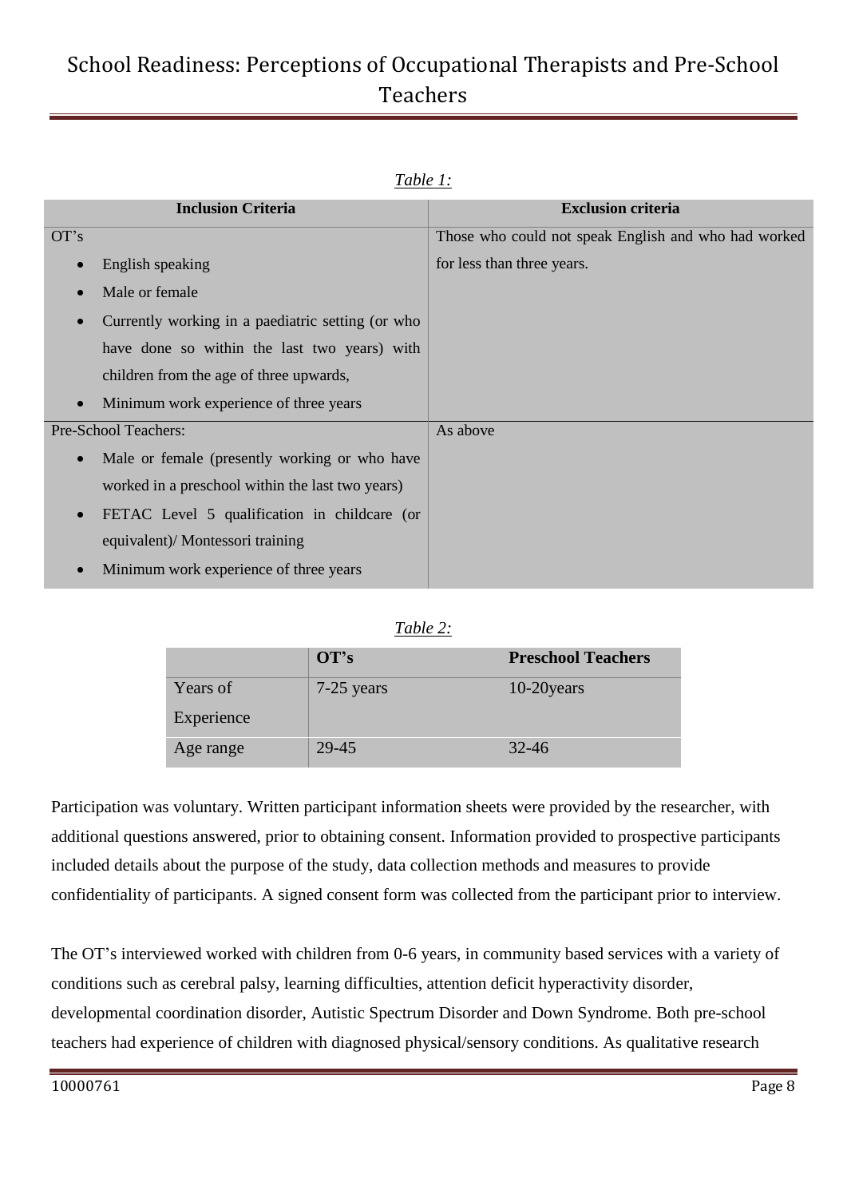*Table 1:*

| Inclusion Criteria | Exclusion criteria |
|---|---|
| OT's<br>• English speaking<br>• Male or female<br>• Currently working in a paediatric setting (or who have done so within the last two years) with children from the age of three upwards,<br>• Minimum work experience of three years | Those who could not speak English and who had worked for less than three years. |
| Pre-School Teachers:<br>• Male or female (presently working or who have worked in a preschool within the last two years)<br>• FETAC Level 5 qualification in childcare (or equivalent)/ Montessori training<br>• Minimum work experience of three years | As above |

*Table 2:*

| | OT's | Preschool Teachers |
|---|---|---|
| Years of Experience | 7-25 years | 10-20years |
| Age range | 29-45 | 32-46 |

Participation was voluntary. Written participant information sheets were provided by the researcher, with additional questions answered, prior to obtaining consent. Information provided to prospective participants included details about the purpose of the study, data collection methods and measures to provide confidentiality of participants. A signed consent form was collected from the participant prior to interview.

The OT's interviewed worked with children from 0-6 years, in community based services with a variety of conditions such as cerebral palsy, learning difficulties, attention deficit hyperactivity disorder, developmental coordination disorder, Autistic Spectrum Disorder and Down Syndrome. Both pre-school teachers had experience of children with diagnosed physical/sensory conditions. As qualitative research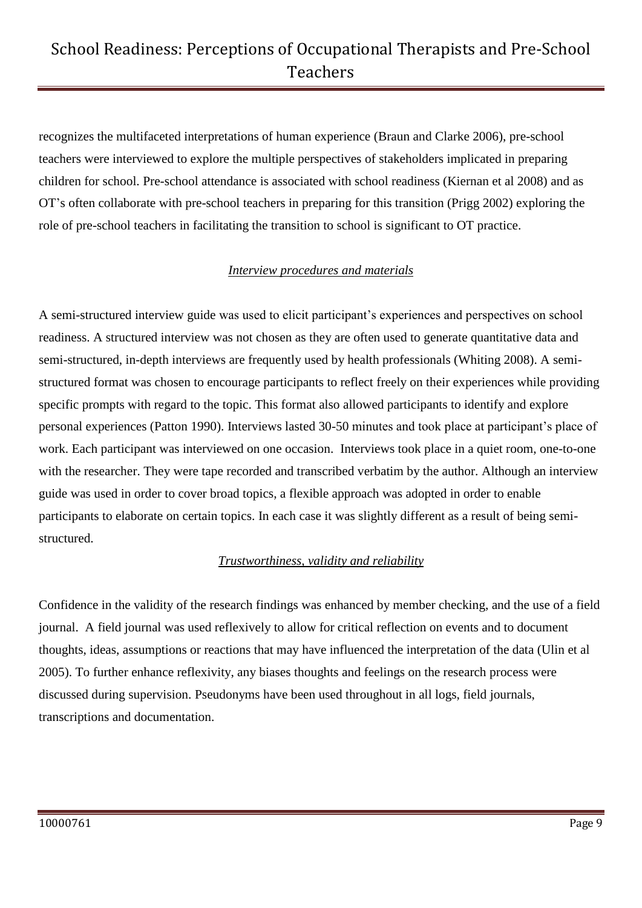recognizes the multifaceted interpretations of human experience (Braun and Clarke 2006), pre-school teachers were interviewed to explore the multiple perspectives of stakeholders implicated in preparing children for school. Pre-school attendance is associated with school readiness (Kiernan et al 2008) and as OT's often collaborate with pre-school teachers in preparing for this transition (Prigg 2002) exploring the role of pre-school teachers in facilitating the transition to school is significant to OT practice.

### *Interview procedures and materials*

A semi-structured interview guide was used to elicit participant's experiences and perspectives on school readiness. A structured interview was not chosen as they are often used to generate quantitative data and semi-structured, in-depth interviews are frequently used by health professionals (Whiting 2008). A semi-structured format was chosen to encourage participants to reflect freely on their experiences while providing specific prompts with regard to the topic. This format also allowed participants to identify and explore personal experiences (Patton 1990). Interviews lasted 30-50 minutes and took place at participant's place of work. Each participant was interviewed on one occasion. Interviews took place in a quiet room, one-to-one with the researcher. They were tape recorded and transcribed verbatim by the author. Although an interview guide was used in order to cover broad topics, a flexible approach was adopted in order to enable participants to elaborate on certain topics. In each case it was slightly different as a result of being semi-structured.

### *Trustworthiness, validity and reliability*

Confidence in the validity of the research findings was enhanced by member checking, and the use of a field journal. A field journal was used reflexively to allow for critical reflection on events and to document thoughts, ideas, assumptions or reactions that may have influenced the interpretation of the data (Ulin et al 2005). To further enhance reflexivity, any biases thoughts and feelings on the research process were discussed during supervision. Pseudonyms have been used throughout in all logs, field journals, transcriptions and documentation.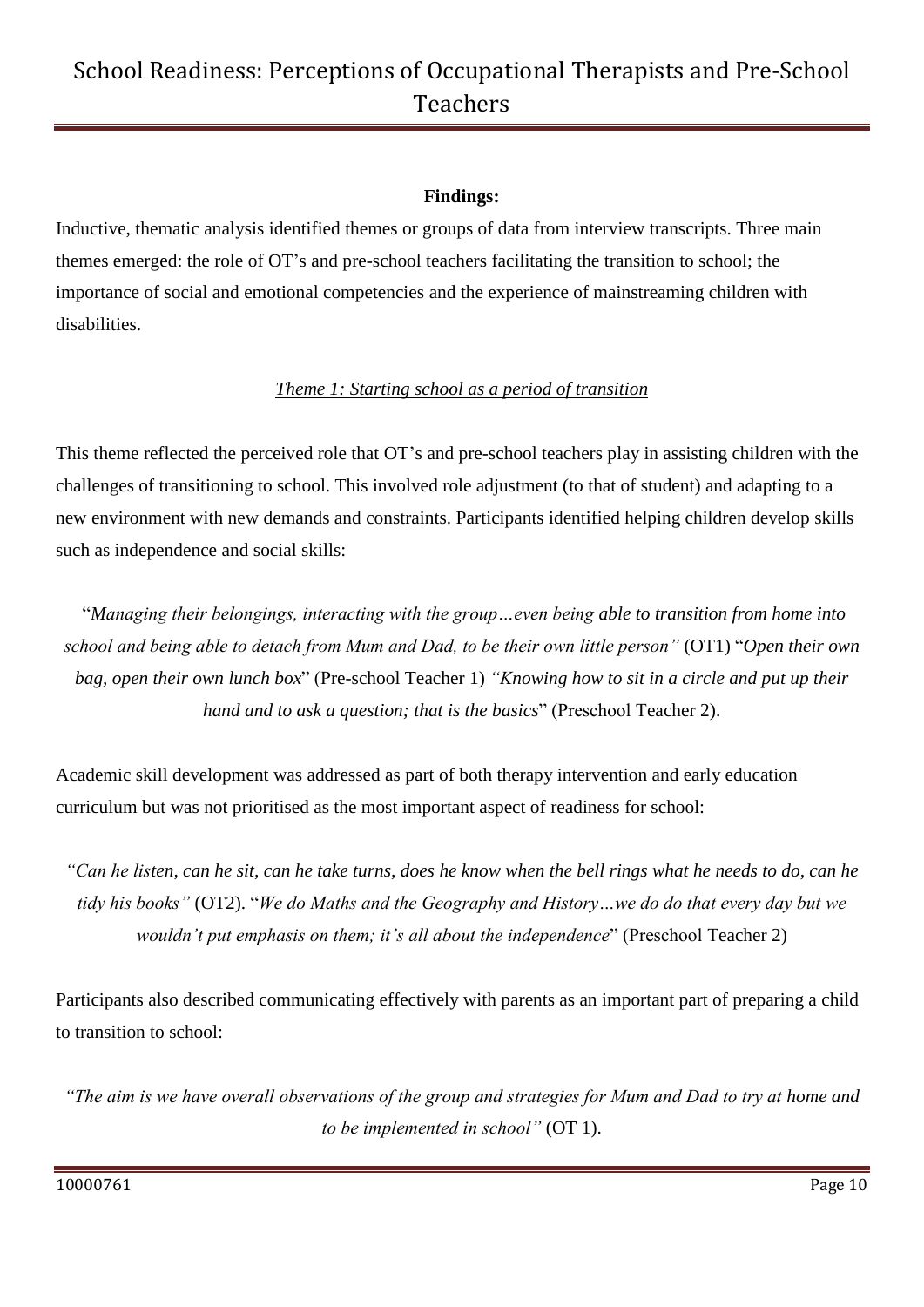**Findings:**

Inductive, thematic analysis identified themes or groups of data from interview transcripts. Three main themes emerged: the role of OT's and pre-school teachers facilitating the transition to school; the importance of social and emotional competencies and the experience of mainstreaming children with disabilities.

*Theme 1: Starting school as a period of transition*

This theme reflected the perceived role that OT's and pre-school teachers play in assisting children with the challenges of transitioning to school. This involved role adjustment (to that of student) and adapting to a new environment with new demands and constraints. Participants identified helping children develop skills such as independence and social skills:

"*Managing their belongings, interacting with the group…even being able to transition from home into school and being able to detach from Mum and Dad, to be their own little person"* (OT1) "*Open their own bag, open their own lunch box*" (Pre-school Teacher 1) *"Knowing how to sit in a circle and put up their hand and to ask a question; that is the basics*" (Preschool Teacher 2).

Academic skill development was addressed as part of both therapy intervention and early education curriculum but was not prioritised as the most important aspect of readiness for school:

*"Can he listen, can he sit, can he take turns, does he know when the bell rings what he needs to do, can he tidy his books"* (OT2). "*We do Maths and the Geography and History…we do do that every day but we wouldn't put emphasis on them; it's all about the independence*" (Preschool Teacher 2)

Participants also described communicating effectively with parents as an important part of preparing a child to transition to school:

*"The aim is we have overall observations of the group and strategies for Mum and Dad to try at home and to be implemented in school"* (OT 1).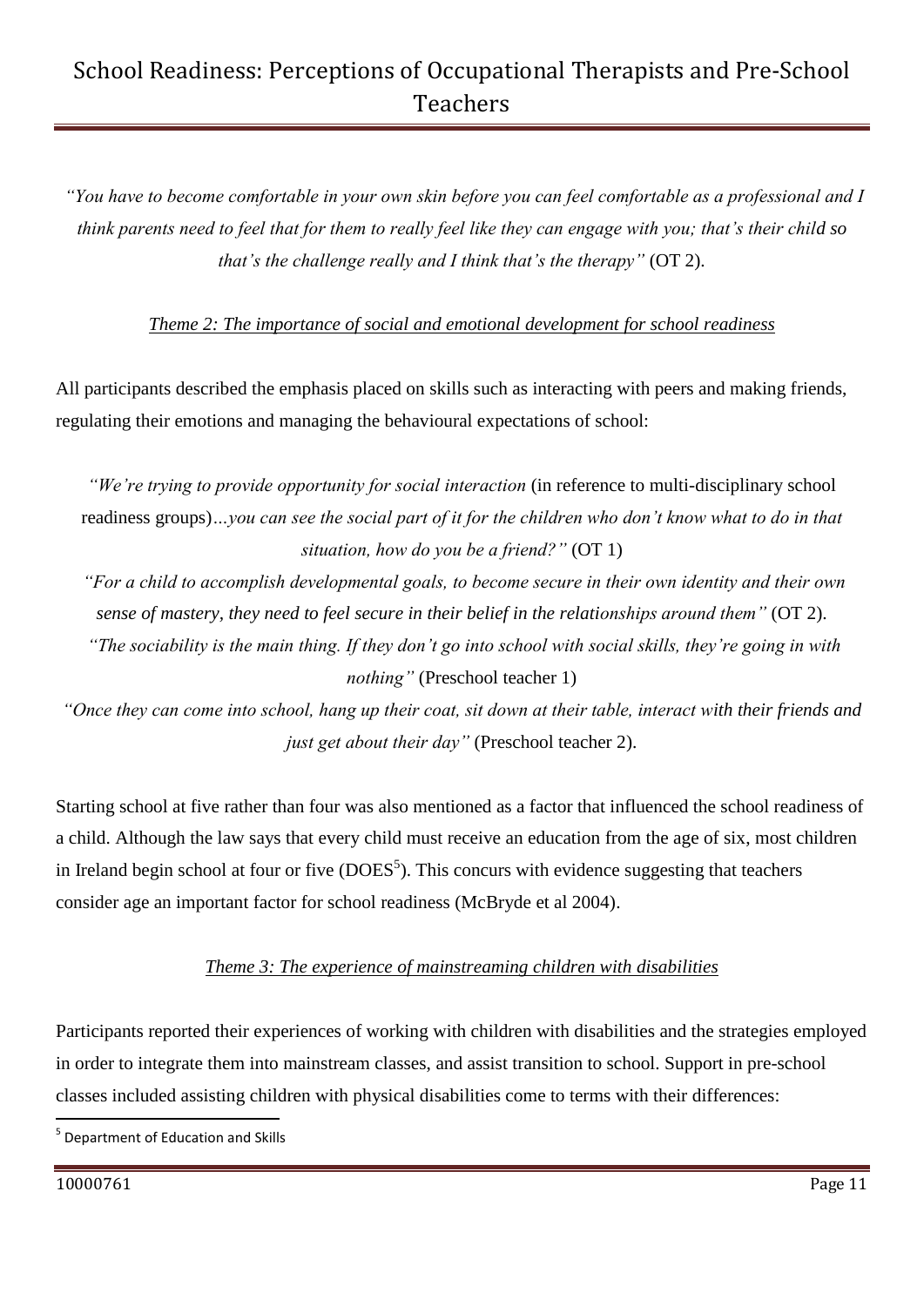*"You have to become comfortable in your own skin before you can feel comfortable as a professional and I think parents need to feel that for them to really feel like they can engage with you; that's their child so that's the challenge really and I think that's the therapy"* (OT 2).

*Theme 2: The importance of social and emotional development for school readiness*

All participants described the emphasis placed on skills such as interacting with peers and making friends, regulating their emotions and managing the behavioural expectations of school:

*"We're trying to provide opportunity for social interaction* (in reference to multi-disciplinary school readiness groups)*…you can see the social part of it for the children who don't know what to do in that situation, how do you be a friend?"* (OT 1)

*"For a child to accomplish developmental goals, to become secure in their own identity and their own sense of mastery, they need to feel secure in their belief in the relationships around them"* (OT 2).

*"The sociability is the main thing. If they don't go into school with social skills, they're going in with nothing"* (Preschool teacher 1)

*"Once they can come into school, hang up their coat, sit down at their table, interact with their friends and just get about their day"* (Preschool teacher 2).

Starting school at five rather than four was also mentioned as a factor that influenced the school readiness of a child. Although the law says that every child must receive an education from the age of six, most children in Ireland begin school at four or five (DOES[5]). This concurs with evidence suggesting that teachers consider age an important factor for school readiness (McBryde et al 2004).

*Theme 3: The experience of mainstreaming children with disabilities*

Participants reported their experiences of working with children with disabilities and the strategies employed in order to integrate them into mainstream classes, and assist transition to school. Support in pre-school classes included assisting children with physical disabilities come to terms with their differences:

[5] Department of Education and Skills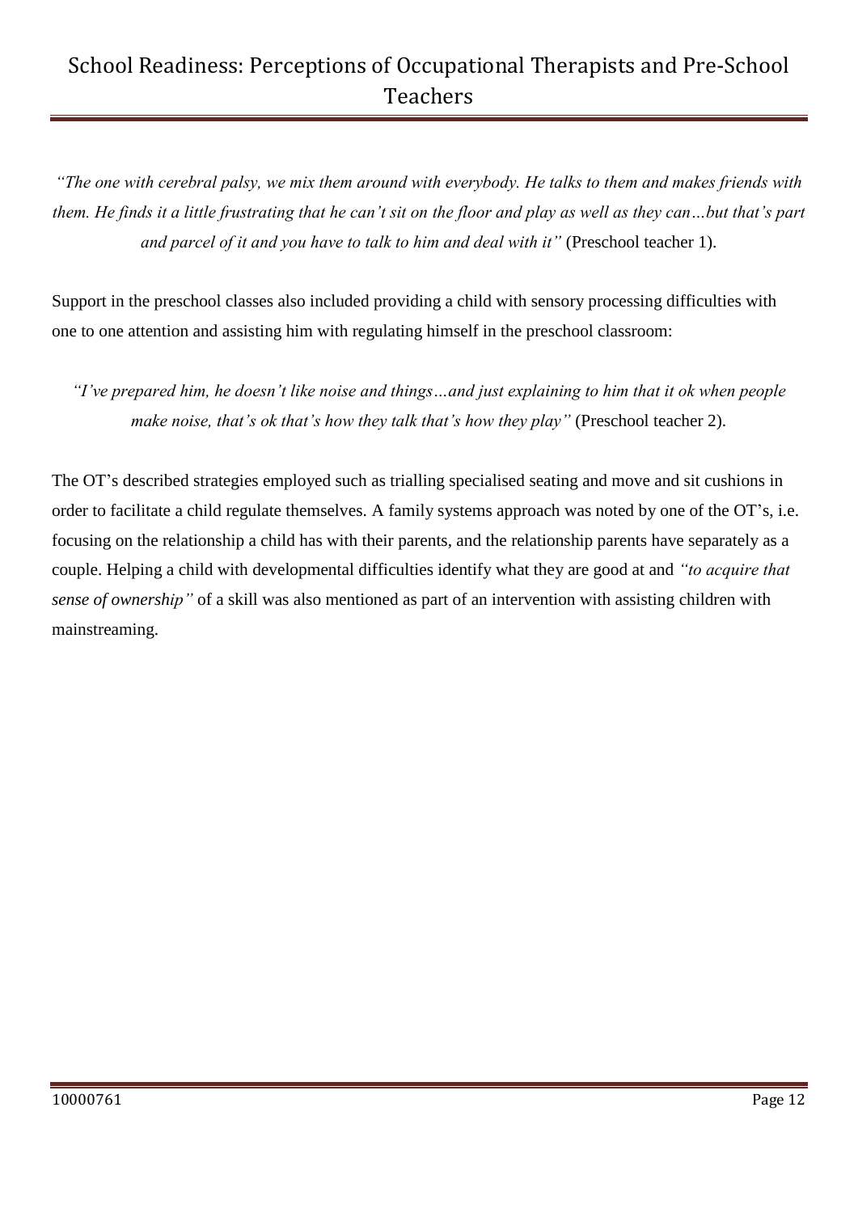*"The one with cerebral palsy, we mix them around with everybody. He talks to them and makes friends with them. He finds it a little frustrating that he can't sit on the floor and play as well as they can…but that's part and parcel of it and you have to talk to him and deal with it"* (Preschool teacher 1).

Support in the preschool classes also included providing a child with sensory processing difficulties with one to one attention and assisting him with regulating himself in the preschool classroom:

*"I've prepared him, he doesn't like noise and things…and just explaining to him that it ok when people make noise, that's ok that's how they talk that's how they play"* (Preschool teacher 2).

The OT's described strategies employed such as trialling specialised seating and move and sit cushions in order to facilitate a child regulate themselves. A family systems approach was noted by one of the OT's, i.e. focusing on the relationship a child has with their parents, and the relationship parents have separately as a couple. Helping a child with developmental difficulties identify what they are good at and *"to acquire that sense of ownership"* of a skill was also mentioned as part of an intervention with assisting children with mainstreaming.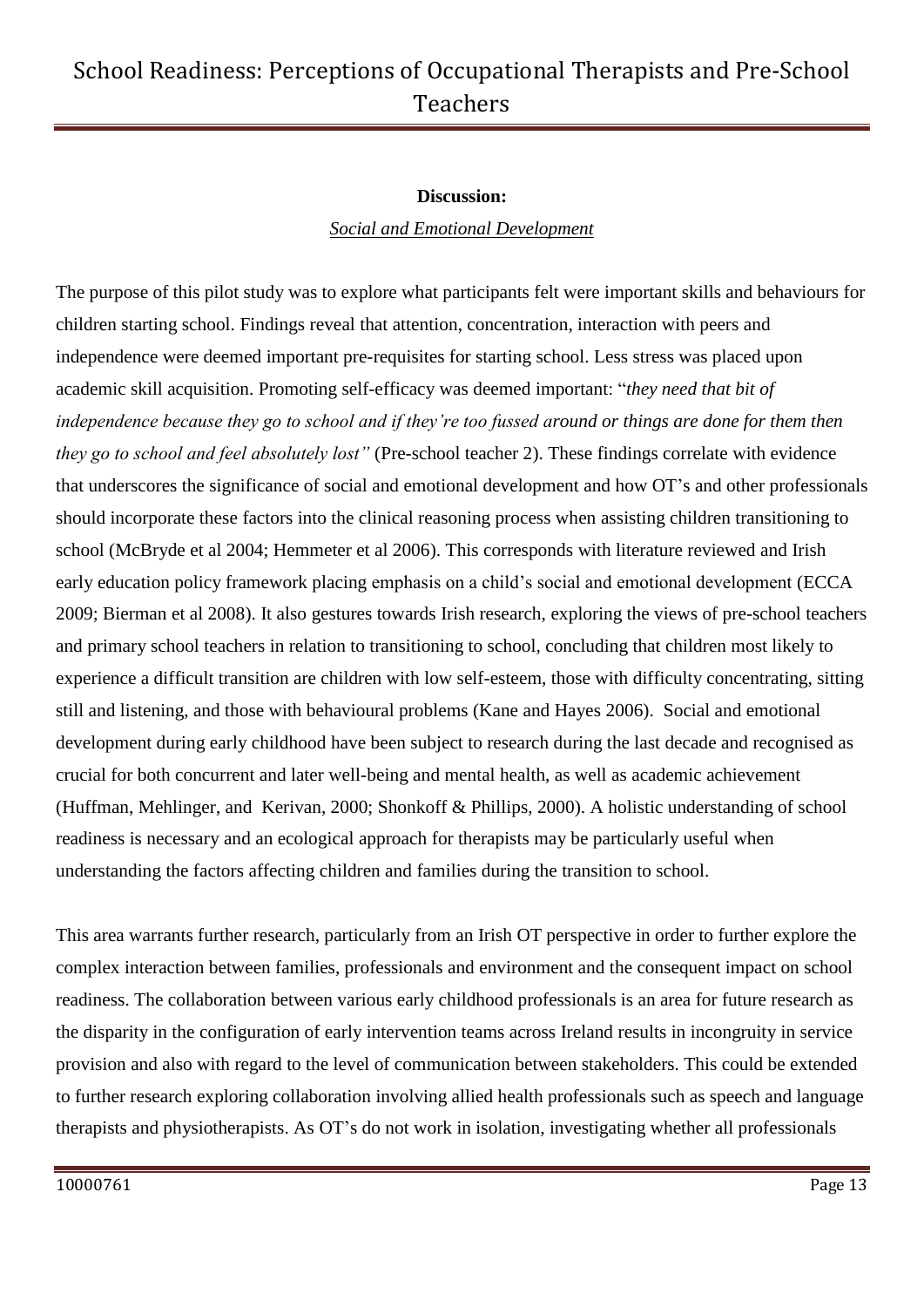**Discussion:**

*Social and Emotional Development*

The purpose of this pilot study was to explore what participants felt were important skills and behaviours for children starting school. Findings reveal that attention, concentration, interaction with peers and independence were deemed important pre-requisites for starting school. Less stress was placed upon academic skill acquisition. Promoting self-efficacy was deemed important: "*they need that bit of independence because they go to school and if they're too fussed around or things are done for them then they go to school and feel absolutely lost"* (Pre-school teacher 2). These findings correlate with evidence that underscores the significance of social and emotional development and how OT's and other professionals should incorporate these factors into the clinical reasoning process when assisting children transitioning to school (McBryde et al 2004; Hemmeter et al 2006). This corresponds with literature reviewed and Irish early education policy framework placing emphasis on a child's social and emotional development (ECCA 2009; Bierman et al 2008). It also gestures towards Irish research, exploring the views of pre-school teachers and primary school teachers in relation to transitioning to school, concluding that children most likely to experience a difficult transition are children with low self-esteem, those with difficulty concentrating, sitting still and listening, and those with behavioural problems (Kane and Hayes 2006). Social and emotional development during early childhood have been subject to research during the last decade and recognised as crucial for both concurrent and later well-being and mental health, as well as academic achievement (Huffman, Mehlinger, and Kerivan, 2000; Shonkoff & Phillips, 2000). A holistic understanding of school readiness is necessary and an ecological approach for therapists may be particularly useful when understanding the factors affecting children and families during the transition to school.

This area warrants further research, particularly from an Irish OT perspective in order to further explore the complex interaction between families, professionals and environment and the consequent impact on school readiness. The collaboration between various early childhood professionals is an area for future research as the disparity in the configuration of early intervention teams across Ireland results in incongruity in service provision and also with regard to the level of communication between stakeholders. This could be extended to further research exploring collaboration involving allied health professionals such as speech and language therapists and physiotherapists. As OT's do not work in isolation, investigating whether all professionals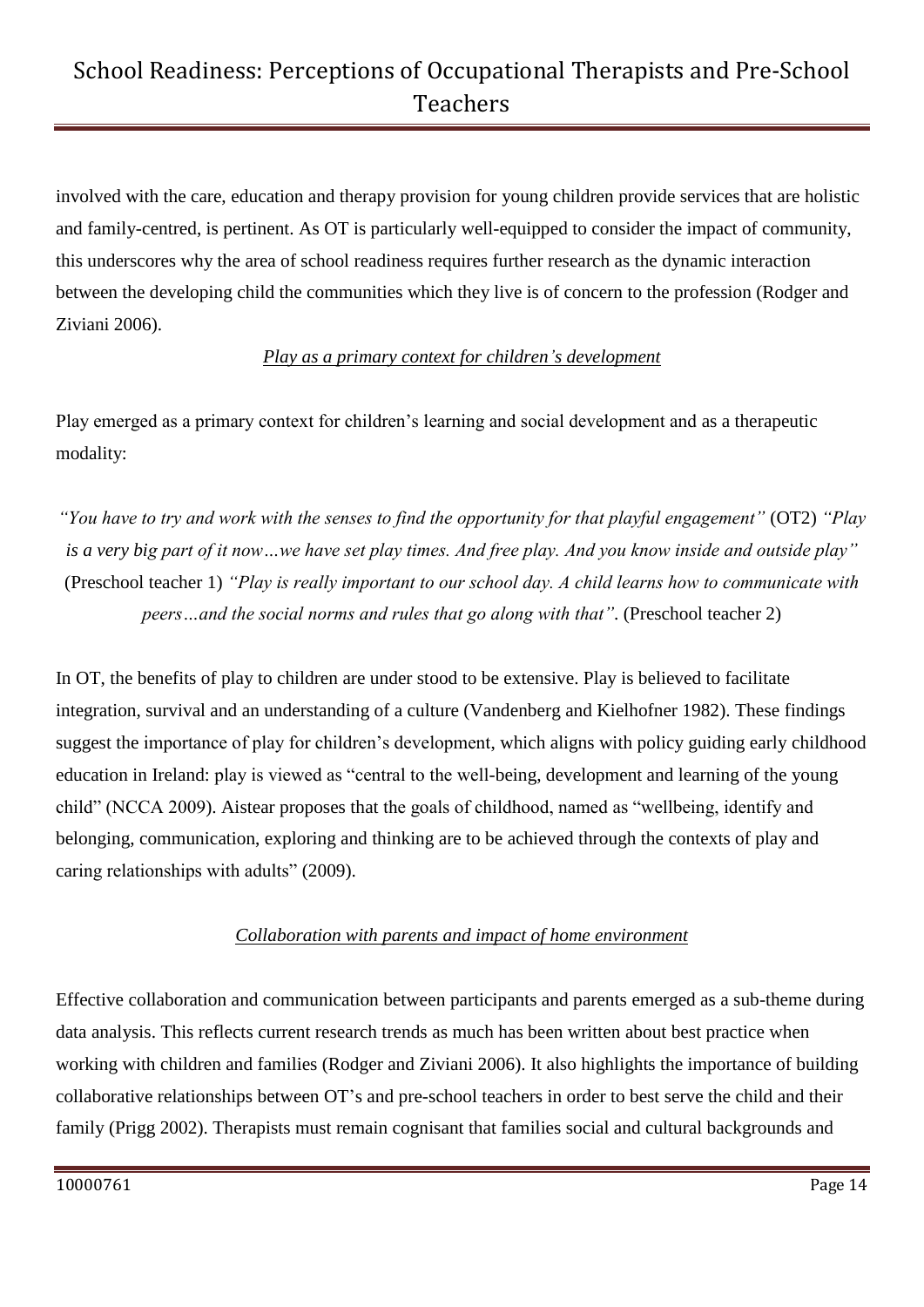involved with the care, education and therapy provision for young children provide services that are holistic and family-centred, is pertinent. As OT is particularly well-equipped to consider the impact of community, this underscores why the area of school readiness requires further research as the dynamic interaction between the developing child the communities which they live is of concern to the profession (Rodger and Ziviani 2006).

*Play as a primary context for children's development*

Play emerged as a primary context for children's learning and social development and as a therapeutic modality:

*"You have to try and work with the senses to find the opportunity for that playful engagement"* (OT2) *"Play is a very big part of it now…we have set play times. And free play. And you know inside and outside play"* (Preschool teacher 1) *"Play is really important to our school day. A child learns how to communicate with peers…and the social norms and rules that go along with that"*. (Preschool teacher 2)

In OT, the benefits of play to children are under stood to be extensive. Play is believed to facilitate integration, survival and an understanding of a culture (Vandenberg and Kielhofner 1982). These findings suggest the importance of play for children's development, which aligns with policy guiding early childhood education in Ireland: play is viewed as "central to the well-being, development and learning of the young child" (NCCA 2009). Aistear proposes that the goals of childhood, named as "wellbeing, identify and belonging, communication, exploring and thinking are to be achieved through the contexts of play and caring relationships with adults" (2009).

*Collaboration with parents and impact of home environment*

Effective collaboration and communication between participants and parents emerged as a sub-theme during data analysis. This reflects current research trends as much has been written about best practice when working with children and families (Rodger and Ziviani 2006). It also highlights the importance of building collaborative relationships between OT's and pre-school teachers in order to best serve the child and their family (Prigg 2002). Therapists must remain cognisant that families social and cultural backgrounds and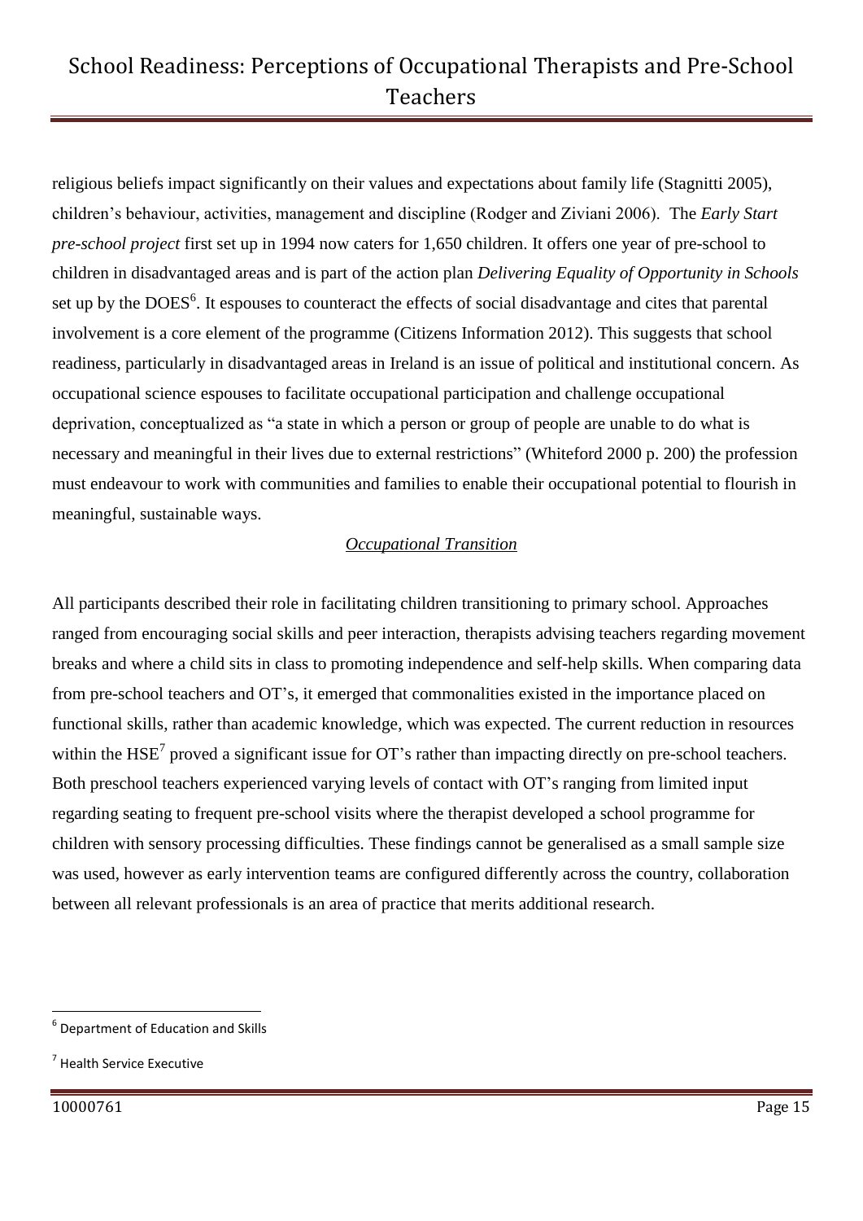religious beliefs impact significantly on their values and expectations about family life (Stagnitti 2005), children's behaviour, activities, management and discipline (Rodger and Ziviani 2006). The *Early Start pre-school project* first set up in 1994 now caters for 1,650 children. It offers one year of pre-school to children in disadvantaged areas and is part of the action plan *Delivering Equality of Opportunity in Schools* set up by the DOES[6]. It espouses to counteract the effects of social disadvantage and cites that parental involvement is a core element of the programme (Citizens Information 2012). This suggests that school readiness, particularly in disadvantaged areas in Ireland is an issue of political and institutional concern. As occupational science espouses to facilitate occupational participation and challenge occupational deprivation, conceptualized as "a state in which a person or group of people are unable to do what is necessary and meaningful in their lives due to external restrictions" (Whiteford 2000 p. 200) the profession must endeavour to work with communities and families to enable their occupational potential to flourish in meaningful, sustainable ways.

### *Occupational Transition*

All participants described their role in facilitating children transitioning to primary school. Approaches ranged from encouraging social skills and peer interaction, therapists advising teachers regarding movement breaks and where a child sits in class to promoting independence and self-help skills. When comparing data from pre-school teachers and OT's, it emerged that commonalities existed in the importance placed on functional skills, rather than academic knowledge, which was expected. The current reduction in resources within the HSE[7] proved a significant issue for OT's rather than impacting directly on pre-school teachers. Both preschool teachers experienced varying levels of contact with OT's ranging from limited input regarding seating to frequent pre-school visits where the therapist developed a school programme for children with sensory processing difficulties. These findings cannot be generalised as a small sample size was used, however as early intervention teams are configured differently across the country, collaboration between all relevant professionals is an area of practice that merits additional research.

---

[6] Department of Education and Skills

[7] Health Service Executive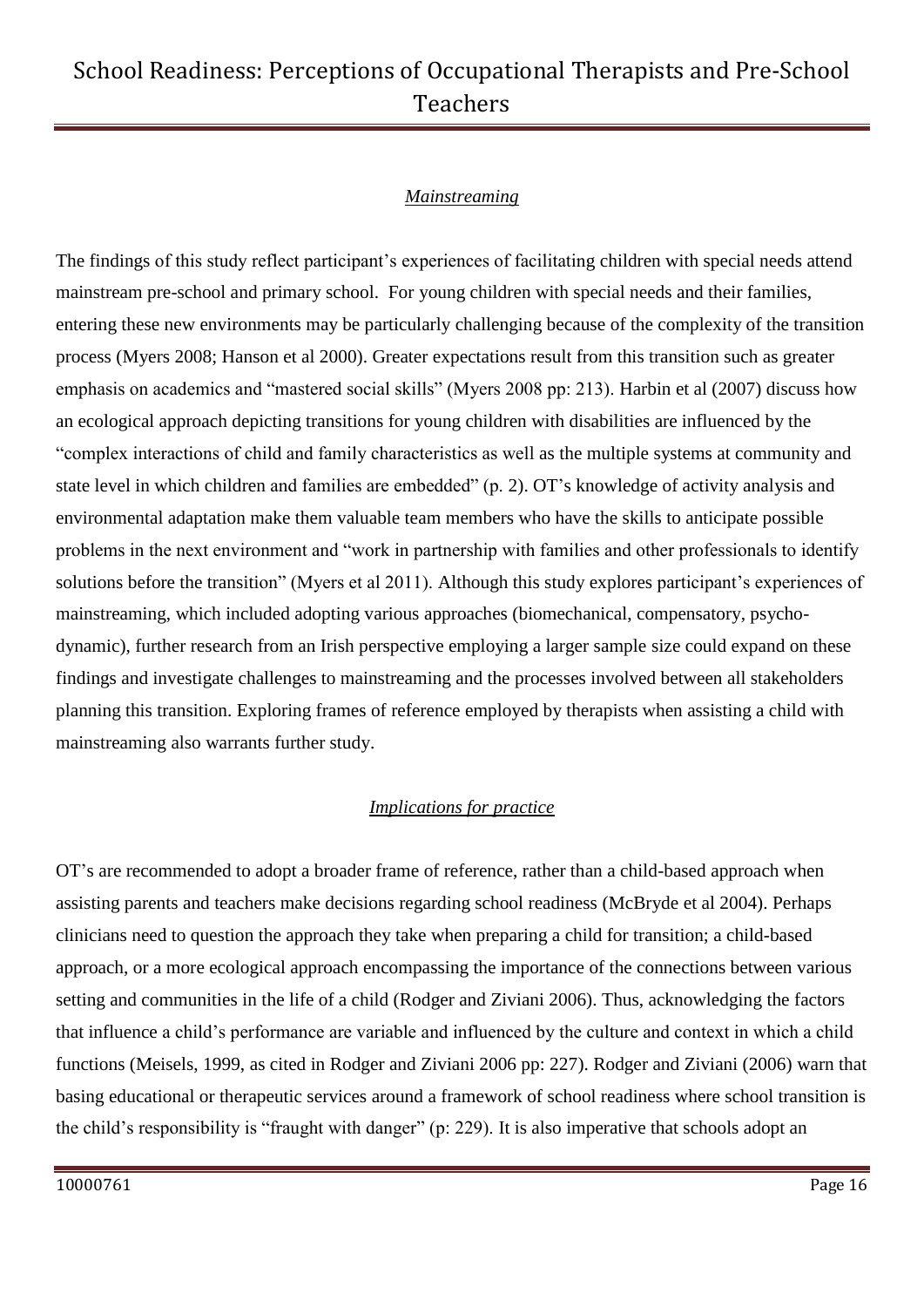*Mainstreaming*

The findings of this study reflect participant's experiences of facilitating children with special needs attend mainstream pre-school and primary school. For young children with special needs and their families, entering these new environments may be particularly challenging because of the complexity of the transition process (Myers 2008; Hanson et al 2000). Greater expectations result from this transition such as greater emphasis on academics and "mastered social skills" (Myers 2008 pp: 213). Harbin et al (2007) discuss how an ecological approach depicting transitions for young children with disabilities are influenced by the "complex interactions of child and family characteristics as well as the multiple systems at community and state level in which children and families are embedded" (p. 2). OT's knowledge of activity analysis and environmental adaptation make them valuable team members who have the skills to anticipate possible problems in the next environment and "work in partnership with families and other professionals to identify solutions before the transition" (Myers et al 2011). Although this study explores participant's experiences of mainstreaming, which included adopting various approaches (biomechanical, compensatory, psycho-dynamic), further research from an Irish perspective employing a larger sample size could expand on these findings and investigate challenges to mainstreaming and the processes involved between all stakeholders planning this transition. Exploring frames of reference employed by therapists when assisting a child with mainstreaming also warrants further study.

*Implications for practice*

OT's are recommended to adopt a broader frame of reference, rather than a child-based approach when assisting parents and teachers make decisions regarding school readiness (McBryde et al 2004). Perhaps clinicians need to question the approach they take when preparing a child for transition; a child-based approach, or a more ecological approach encompassing the importance of the connections between various setting and communities in the life of a child (Rodger and Ziviani 2006). Thus, acknowledging the factors that influence a child's performance are variable and influenced by the culture and context in which a child functions (Meisels, 1999, as cited in Rodger and Ziviani 2006 pp: 227). Rodger and Ziviani (2006) warn that basing educational or therapeutic services around a framework of school readiness where school transition is the child's responsibility is "fraught with danger" (p: 229). It is also imperative that schools adopt an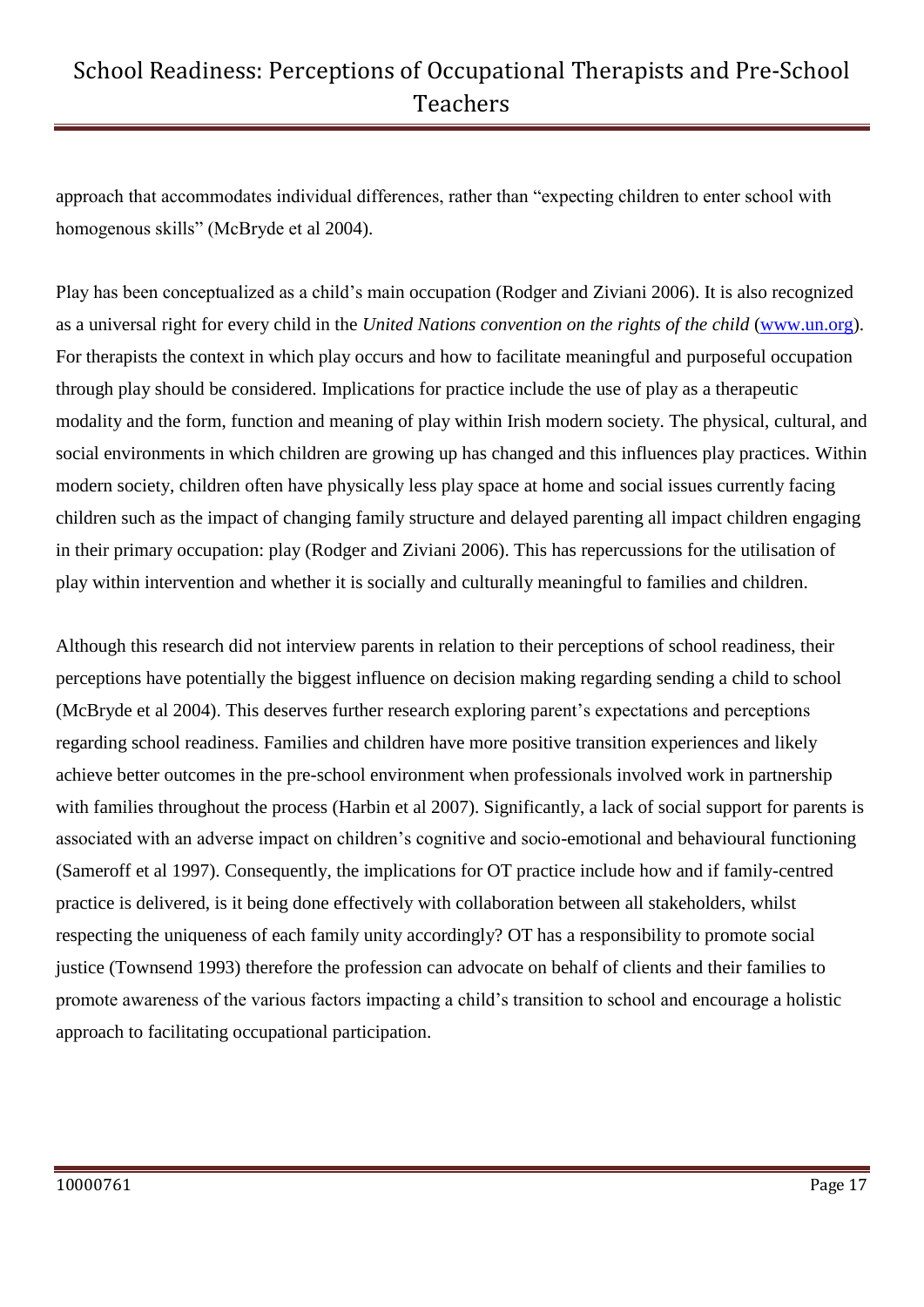approach that accommodates individual differences, rather than "expecting children to enter school with homogenous skills" (McBryde et al 2004).

Play has been conceptualized as a child's main occupation (Rodger and Ziviani 2006). It is also recognized as a universal right for every child in the *United Nations convention on the rights of the child* (www.un.org). For therapists the context in which play occurs and how to facilitate meaningful and purposeful occupation through play should be considered. Implications for practice include the use of play as a therapeutic modality and the form, function and meaning of play within Irish modern society. The physical, cultural, and social environments in which children are growing up has changed and this influences play practices. Within modern society, children often have physically less play space at home and social issues currently facing children such as the impact of changing family structure and delayed parenting all impact children engaging in their primary occupation: play (Rodger and Ziviani 2006). This has repercussions for the utilisation of play within intervention and whether it is socially and culturally meaningful to families and children.

Although this research did not interview parents in relation to their perceptions of school readiness, their perceptions have potentially the biggest influence on decision making regarding sending a child to school (McBryde et al 2004). This deserves further research exploring parent's expectations and perceptions regarding school readiness. Families and children have more positive transition experiences and likely achieve better outcomes in the pre-school environment when professionals involved work in partnership with families throughout the process (Harbin et al 2007). Significantly, a lack of social support for parents is associated with an adverse impact on children's cognitive and socio-emotional and behavioural functioning (Sameroff et al 1997). Consequently, the implications for OT practice include how and if family-centred practice is delivered, is it being done effectively with collaboration between all stakeholders, whilst respecting the uniqueness of each family unity accordingly? OT has a responsibility to promote social justice (Townsend 1993) therefore the profession can advocate on behalf of clients and their families to promote awareness of the various factors impacting a child's transition to school and encourage a holistic approach to facilitating occupational participation.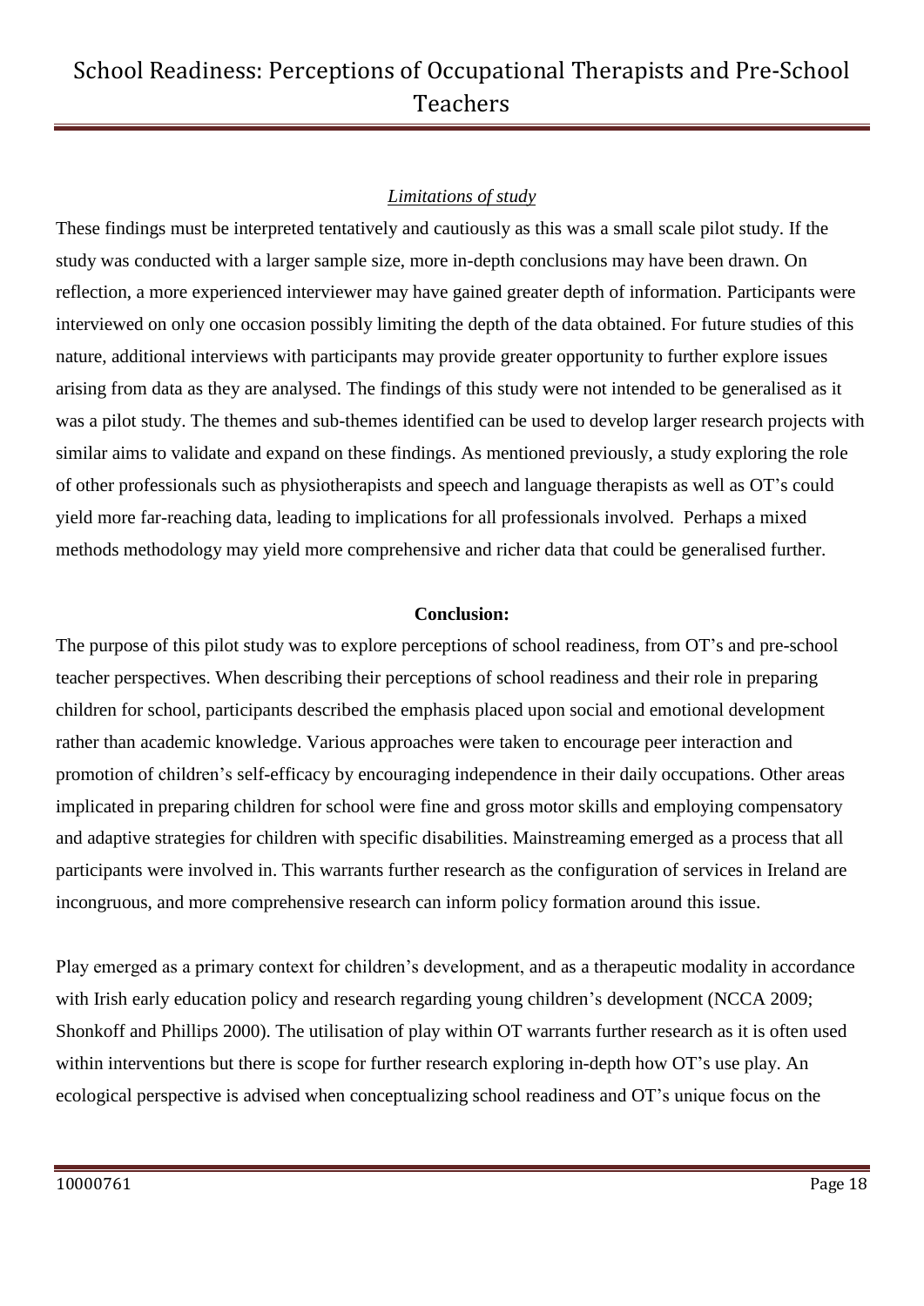### *Limitations of study*

These findings must be interpreted tentatively and cautiously as this was a small scale pilot study. If the study was conducted with a larger sample size, more in-depth conclusions may have been drawn. On reflection, a more experienced interviewer may have gained greater depth of information. Participants were interviewed on only one occasion possibly limiting the depth of the data obtained. For future studies of this nature, additional interviews with participants may provide greater opportunity to further explore issues arising from data as they are analysed. The findings of this study were not intended to be generalised as it was a pilot study. The themes and sub-themes identified can be used to develop larger research projects with similar aims to validate and expand on these findings. As mentioned previously, a study exploring the role of other professionals such as physiotherapists and speech and language therapists as well as OT's could yield more far-reaching data, leading to implications for all professionals involved. Perhaps a mixed methods methodology may yield more comprehensive and richer data that could be generalised further.

## Conclusion:

The purpose of this pilot study was to explore perceptions of school readiness, from OT's and pre-school teacher perspectives. When describing their perceptions of school readiness and their role in preparing children for school, participants described the emphasis placed upon social and emotional development rather than academic knowledge. Various approaches were taken to encourage peer interaction and promotion of children's self-efficacy by encouraging independence in their daily occupations. Other areas implicated in preparing children for school were fine and gross motor skills and employing compensatory and adaptive strategies for children with specific disabilities. Mainstreaming emerged as a process that all participants were involved in. This warrants further research as the configuration of services in Ireland are incongruous, and more comprehensive research can inform policy formation around this issue.

Play emerged as a primary context for children's development, and as a therapeutic modality in accordance with Irish early education policy and research regarding young children's development (NCCA 2009; Shonkoff and Phillips 2000). The utilisation of play within OT warrants further research as it is often used within interventions but there is scope for further research exploring in-depth how OT's use play. An ecological perspective is advised when conceptualizing school readiness and OT's unique focus on the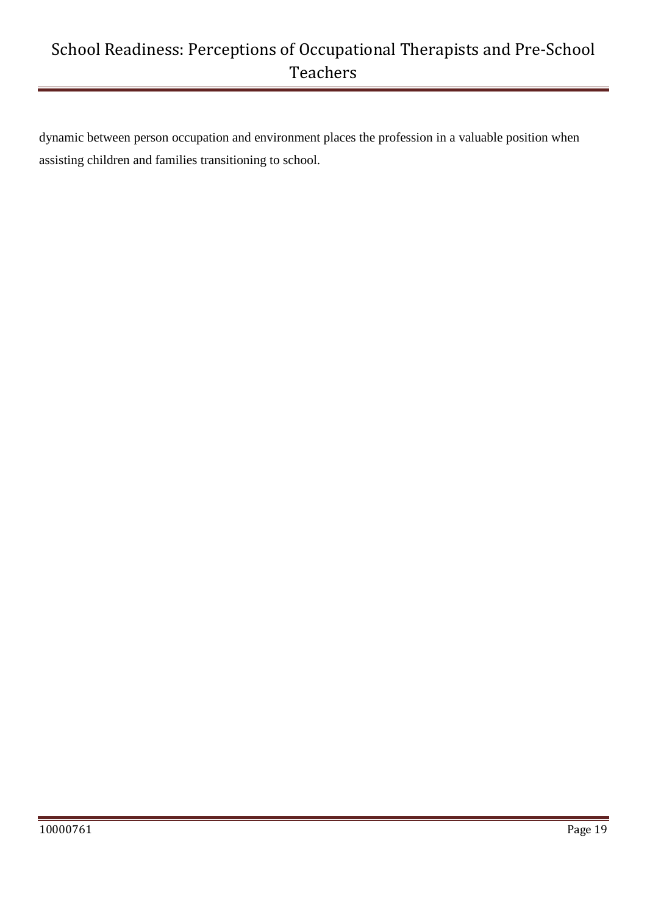dynamic between person occupation and environment places the profession in a valuable position when assisting children and families transitioning to school.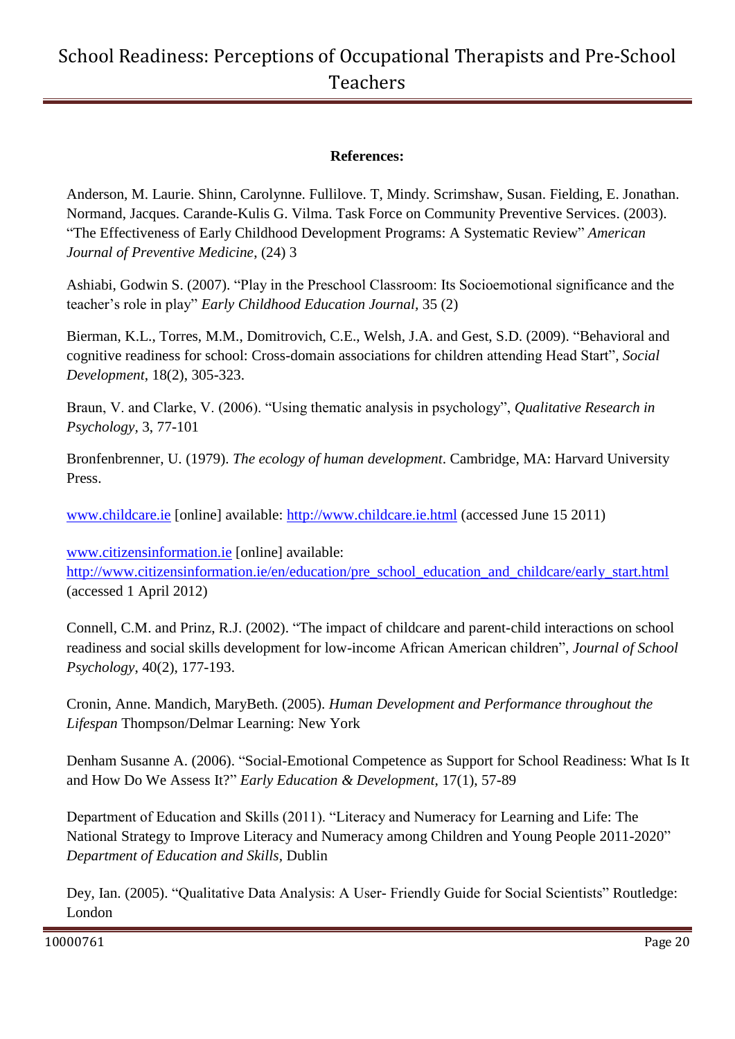**References:**

Anderson, M. Laurie. Shinn, Carolynne. Fullilove. T, Mindy. Scrimshaw, Susan. Fielding, E. Jonathan. Normand, Jacques. Carande-Kulis G. Vilma. Task Force on Community Preventive Services. (2003). "The Effectiveness of Early Childhood Development Programs: A Systematic Review" *American Journal of Preventive Medicine*, (24) 3

Ashiabi, Godwin S. (2007). "Play in the Preschool Classroom: Its Socioemotional significance and the teacher's role in play" *Early Childhood Education Journal,* 35 (2)

Bierman, K.L., Torres, M.M., Domitrovich, C.E., Welsh, J.A. and Gest, S.D. (2009). "Behavioral and cognitive readiness for school: Cross-domain associations for children attending Head Start", *Social Development*, 18(2), 305-323.

Braun, V. and Clarke, V. (2006). "Using thematic analysis in psychology", *Qualitative Research in Psychology,* 3, 77-101

Bronfenbrenner, U. (1979). *The ecology of human development*. Cambridge, MA: Harvard University Press.

www.childcare.ie [online] available: http://www.childcare.ie.html (accessed June 15 2011)

www.citizensinformation.ie [online] available: http://www.citizensinformation.ie/en/education/pre_school_education_and_childcare/early_start.html (accessed 1 April 2012)

Connell, C.M. and Prinz, R.J. (2002). "The impact of childcare and parent-child interactions on school readiness and social skills development for low-income African American children", *Journal of School Psychology*, 40(2), 177-193.

Cronin, Anne. Mandich, MaryBeth. (2005). *Human Development and Performance throughout the Lifespan* Thompson/Delmar Learning: New York

Denham Susanne A. (2006). "Social-Emotional Competence as Support for School Readiness: What Is It and How Do We Assess It?" *Early Education & Development*, 17(1), 57-89

Department of Education and Skills (2011). "Literacy and Numeracy for Learning and Life: The National Strategy to Improve Literacy and Numeracy among Children and Young People 2011-2020" *Department of Education and Skills*, Dublin

Dey, Ian. (2005). "Qualitative Data Analysis: A User- Friendly Guide for Social Scientists" Routledge: London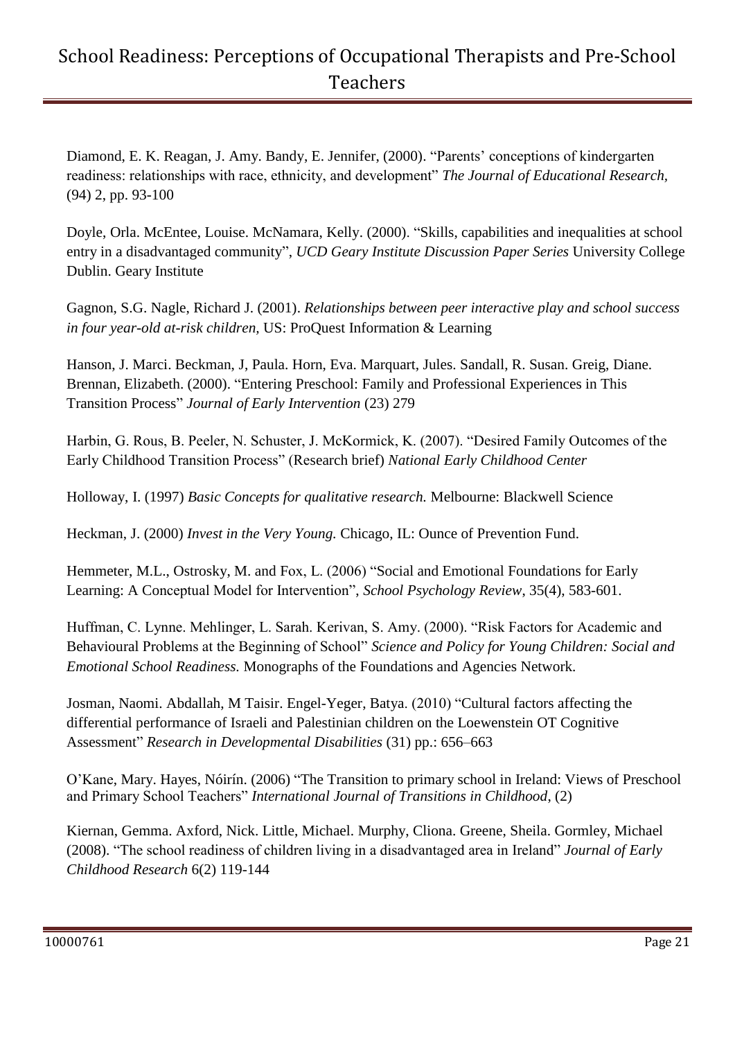Diamond, E. K. Reagan, J. Amy. Bandy, E. Jennifer, (2000). "Parents' conceptions of kindergarten readiness: relationships with race, ethnicity, and development" *The Journal of Educational Research*, (94) 2, pp. 93-100

Doyle, Orla. McEntee, Louise. McNamara, Kelly. (2000). "Skills, capabilities and inequalities at school entry in a disadvantaged community", *UCD Geary Institute Discussion Paper Series* University College Dublin. Geary Institute

Gagnon, S.G. Nagle, Richard J. (2001). *Relationships between peer interactive play and school success in four year-old at-risk children,* US: ProQuest Information & Learning

Hanson, J. Marci. Beckman, J, Paula. Horn, Eva. Marquart, Jules. Sandall, R. Susan. Greig, Diane. Brennan, Elizabeth. (2000). "Entering Preschool: Family and Professional Experiences in This Transition Process" *Journal of Early Intervention* (23) 279

Harbin, G. Rous, B. Peeler, N. Schuster, J. McKormick, K. (2007). "Desired Family Outcomes of the Early Childhood Transition Process" (Research brief) *National Early Childhood Center*

Holloway, I. (1997) *Basic Concepts for qualitative research.* Melbourne: Blackwell Science

Heckman, J. (2000) *Invest in the Very Young.* Chicago, IL: Ounce of Prevention Fund.

Hemmeter, M.L., Ostrosky, M. and Fox, L. (2006) "Social and Emotional Foundations for Early Learning: A Conceptual Model for Intervention", *School Psychology Review*, 35(4), 583-601.

Huffman, C. Lynne. Mehlinger, L. Sarah. Kerivan, S. Amy. (2000). "Risk Factors for Academic and Behavioural Problems at the Beginning of School" *Science and Policy for Young Children: Social and Emotional School Readiness.* Monographs of the Foundations and Agencies Network.

Josman, Naomi. Abdallah, M Taisir. Engel-Yeger, Batya. (2010) "Cultural factors affecting the differential performance of Israeli and Palestinian children on the Loewenstein OT Cognitive Assessment" *Research in Developmental Disabilities* (31) pp.: 656–663

O'Kane, Mary. Hayes, Nóirín. (2006) "The Transition to primary school in Ireland: Views of Preschool and Primary School Teachers" *International Journal of Transitions in Childhood*, (2)

Kiernan, Gemma. Axford, Nick. Little, Michael. Murphy, Cliona. Greene, Sheila. Gormley, Michael (2008). "The school readiness of children living in a disadvantaged area in Ireland" *Journal of Early Childhood Research* 6(2) 119-144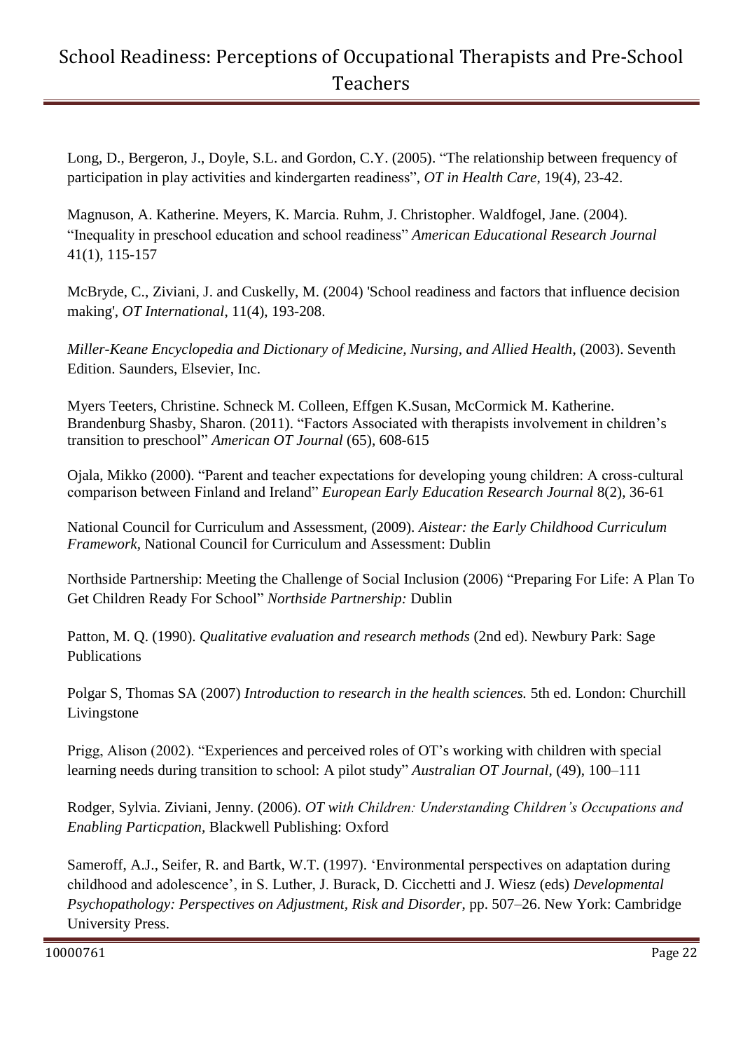Long, D., Bergeron, J., Doyle, S.L. and Gordon, C.Y. (2005). “The relationship between frequency of participation in play activities and kindergarten readiness”, *OT in Health Care*, 19(4), 23-42.

Magnuson, A. Katherine. Meyers, K. Marcia. Ruhm, J. Christopher. Waldfogel, Jane. (2004). “Inequality in preschool education and school readiness” *American Educational Research Journal* 41(1), 115-157

McBryde, C., Ziviani, J. and Cuskelly, M. (2004) 'School readiness and factors that influence decision making', *OT International*, 11(4), 193-208.

*Miller-Keane Encyclopedia and Dictionary of Medicine, Nursing, and Allied Health*, (2003). Seventh Edition. Saunders, Elsevier, Inc.

Myers Teeters, Christine. Schneck M. Colleen, Effgen K.Susan, McCormick M. Katherine. Brandenburg Shasby, Sharon. (2011). “Factors Associated with therapists involvement in children’s transition to preschool” *American OT Journal* (65), 608-615

Ojala, Mikko (2000). “Parent and teacher expectations for developing young children: A cross-cultural comparison between Finland and Ireland” *European Early Education Research Journal* 8(2), 36-61

National Council for Curriculum and Assessment, (2009). *Aistear: the Early Childhood Curriculum Framework*, National Council for Curriculum and Assessment: Dublin

Northside Partnership: Meeting the Challenge of Social Inclusion (2006) “Preparing For Life: A Plan To Get Children Ready For School” *Northside Partnership:* Dublin

Patton, M. Q. (1990). *Qualitative evaluation and research methods* (2nd ed). Newbury Park: Sage Publications

Polgar S, Thomas SA (2007) *Introduction to research in the health sciences.* 5th ed. London: Churchill Livingstone

Prigg, Alison (2002). “Experiences and perceived roles of OT’s working with children with special learning needs during transition to school: A pilot study” *Australian OT Journal*, (49), 100–111

Rodger, Sylvia. Ziviani, Jenny. (2006). *OT with Children: Understanding Children’s Occupations and Enabling Particpation,* Blackwell Publishing: Oxford

Sameroff, A.J., Seifer, R. and Bartk, W.T. (1997). ‘Environmental perspectives on adaptation during childhood and adolescence’, in S. Luther, J. Burack, D. Cicchetti and J. Wiesz (eds) *Developmental Psychopathology: Perspectives on Adjustment, Risk and Disorder*, pp. 507–26. New York: Cambridge University Press.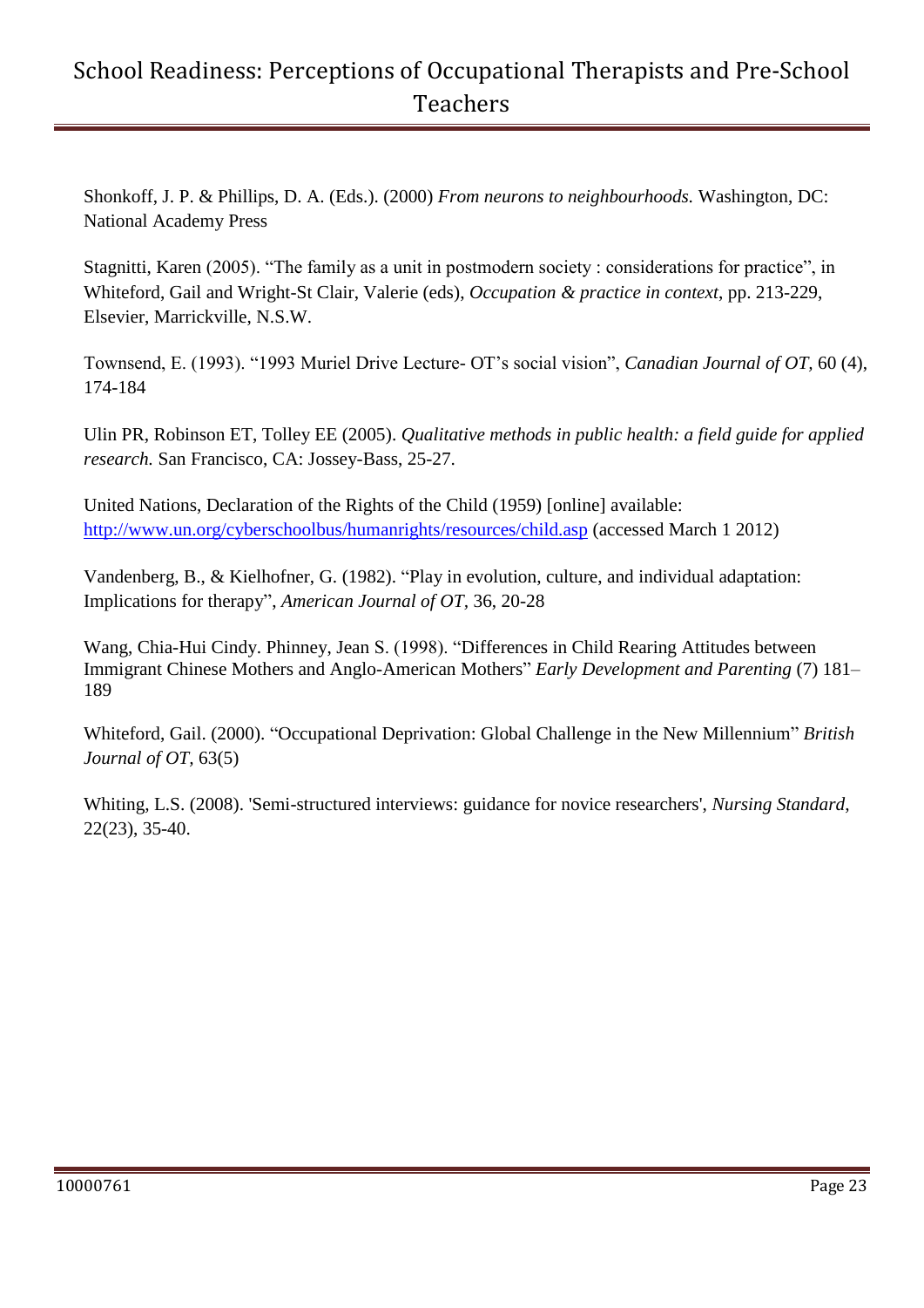Shonkoff, J. P. & Phillips, D. A. (Eds.). (2000) *From neurons to neighbourhoods.* Washington, DC: National Academy Press

Stagnitti, Karen (2005). "The family as a unit in postmodern society : considerations for practice", in Whiteford, Gail and Wright-St Clair, Valerie (eds), *Occupation & practice in context*, pp. 213-229, Elsevier, Marrickville, N.S.W.

Townsend, E. (1993). "1993 Muriel Drive Lecture- OT's social vision", *Canadian Journal of OT,* 60 (4), 174-184

Ulin PR, Robinson ET, Tolley EE (2005). *Qualitative methods in public health: a field guide for applied research.* San Francisco, CA: Jossey-Bass, 25-27.

United Nations, Declaration of the Rights of the Child (1959) [online] available: http://www.un.org/cyberschoolbus/humanrights/resources/child.asp (accessed March 1 2012)

Vandenberg, B., & Kielhofner, G. (1982). "Play in evolution, culture, and individual adaptation: Implications for therapy", *American Journal of OT*, 36, 20-28

Wang, Chia-Hui Cindy. Phinney, Jean S. (1998). "Differences in Child Rearing Attitudes between Immigrant Chinese Mothers and Anglo-American Mothers" *Early Development and Parenting* (7) 181–189

Whiteford, Gail. (2000). "Occupational Deprivation: Global Challenge in the New Millennium" *British Journal of OT,* 63(5)

Whiting, L.S. (2008). 'Semi-structured interviews: guidance for novice researchers', *Nursing Standard*, 22(23), 35-40.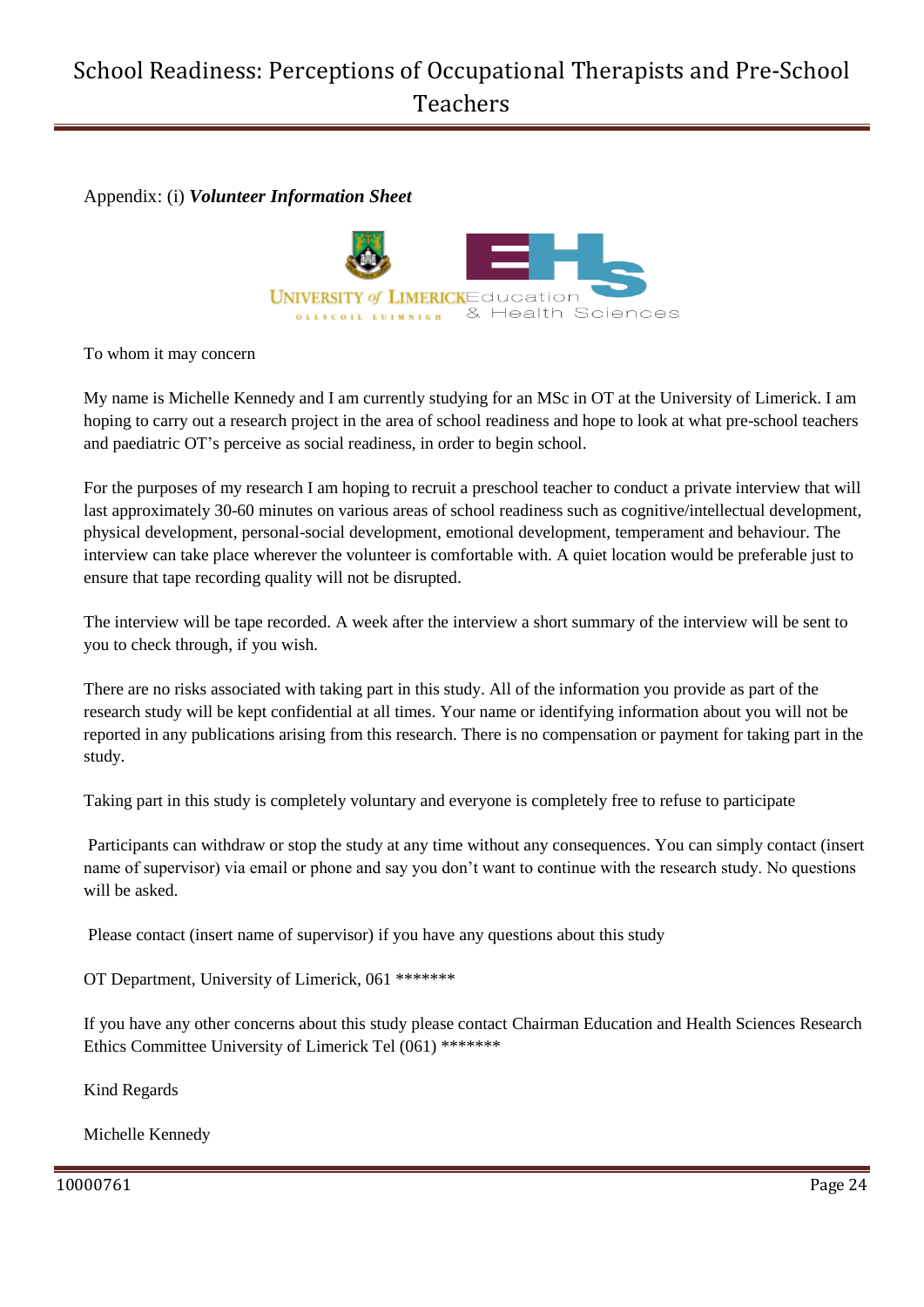Appendix: (i) ***Volunteer Information Sheet***

UNIVERSITY of LIMERICK Education & Health Sciences

OLLSCOIL LUIMNIGH

To whom it may concern

My name is Michelle Kennedy and I am currently studying for an MSc in OT at the University of Limerick. I am hoping to carry out a research project in the area of school readiness and hope to look at what pre-school teachers and paediatric OT's perceive as social readiness, in order to begin school.

For the purposes of my research I am hoping to recruit a preschool teacher to conduct a private interview that will last approximately 30-60 minutes on various areas of school readiness such as cognitive/intellectual development, physical development, personal-social development, emotional development, temperament and behaviour. The interview can take place wherever the volunteer is comfortable with. A quiet location would be preferable just to ensure that tape recording quality will not be disrupted.

The interview will be tape recorded. A week after the interview a short summary of the interview will be sent to you to check through, if you wish.

There are no risks associated with taking part in this study. All of the information you provide as part of the research study will be kept confidential at all times. Your name or identifying information about you will not be reported in any publications arising from this research. There is no compensation or payment for taking part in the study.

Taking part in this study is completely voluntary and everyone is completely free to refuse to participate

Participants can withdraw or stop the study at any time without any consequences. You can simply contact (insert name of supervisor) via email or phone and say you don't want to continue with the research study. No questions will be asked.

Please contact (insert name of supervisor) if you have any questions about this study

OT Department, University of Limerick, 061 *******

If you have any other concerns about this study please contact Chairman Education and Health Sciences Research Ethics Committee University of Limerick Tel (061) *******

Kind Regards

Michelle Kennedy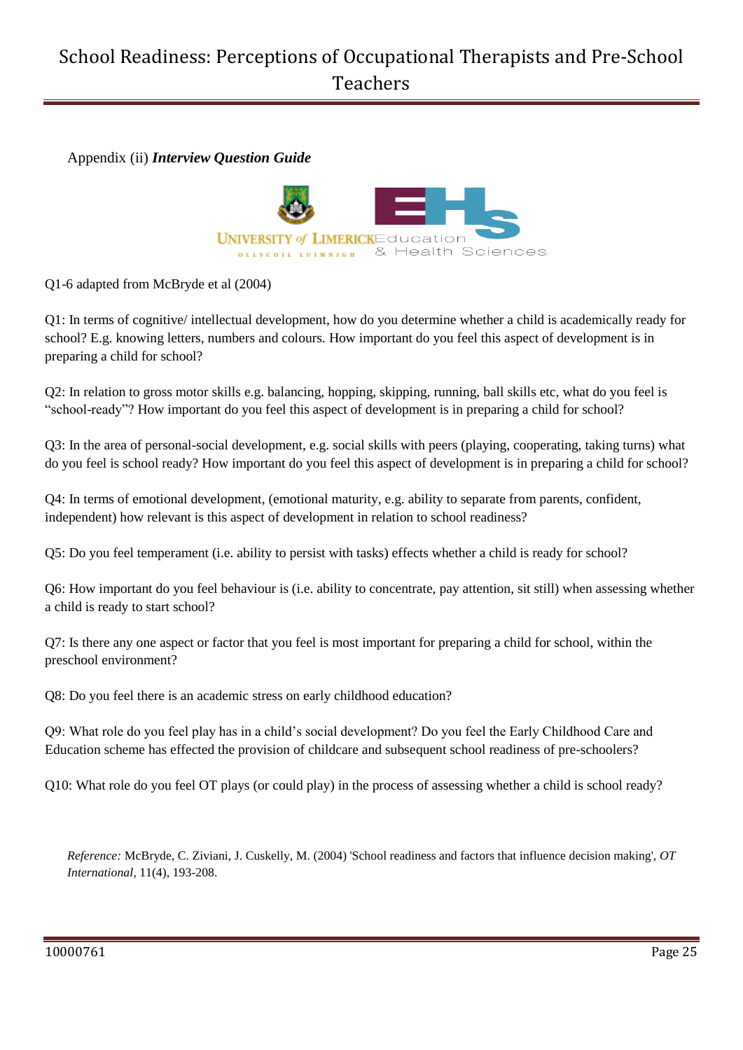Appendix (ii) ***Interview Question Guide***

Q1-6 adapted from McBryde et al (2004)

Q1: In terms of cognitive/ intellectual development, how do you determine whether a child is academically ready for school? E.g. knowing letters, numbers and colours. How important do you feel this aspect of development is in preparing a child for school?

Q2: In relation to gross motor skills e.g. balancing, hopping, skipping, running, ball skills etc, what do you feel is "school-ready"? How important do you feel this aspect of development is in preparing a child for school?

Q3: In the area of personal-social development, e.g. social skills with peers (playing, cooperating, taking turns) what do you feel is school ready? How important do you feel this aspect of development is in preparing a child for school?

Q4: In terms of emotional development, (emotional maturity, e.g. ability to separate from parents, confident, independent) how relevant is this aspect of development in relation to school readiness?

Q5: Do you feel temperament (i.e. ability to persist with tasks) effects whether a child is ready for school?

Q6: How important do you feel behaviour is (i.e. ability to concentrate, pay attention, sit still) when assessing whether a child is ready to start school?

Q7: Is there any one aspect or factor that you feel is most important for preparing a child for school, within the preschool environment?

Q8: Do you feel there is an academic stress on early childhood education?

Q9: What role do you feel play has in a child's social development? Do you feel the Early Childhood Care and Education scheme has effected the provision of childcare and subsequent school readiness of pre-schoolers?

Q10: What role do you feel OT plays (or could play) in the process of assessing whether a child is school ready?

*Reference:* McBryde, C. Ziviani, J. Cuskelly, M. (2004) 'School readiness and factors that influence decision making', *OT International*, 11(4), 193-208.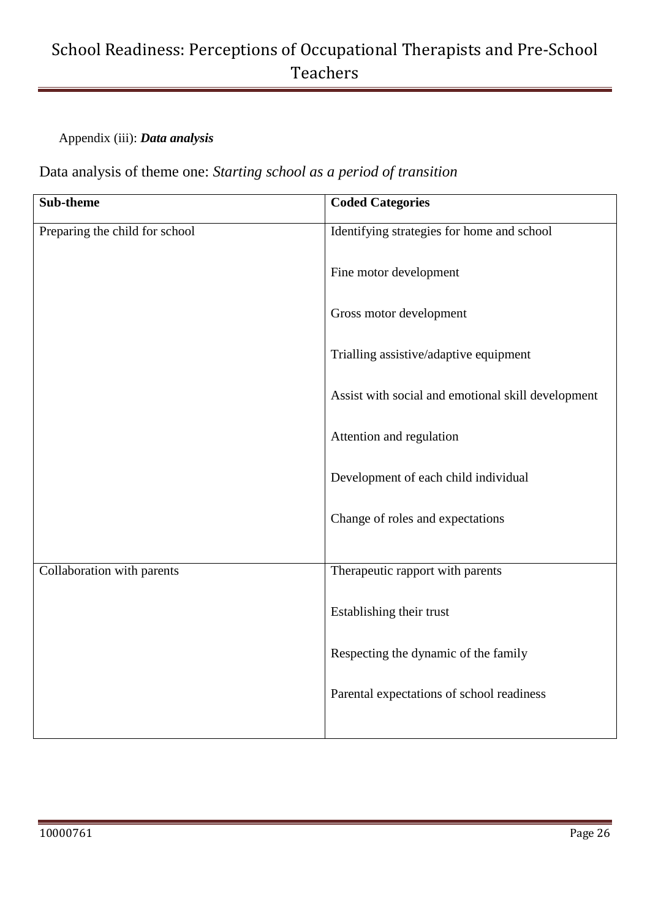Appendix (iii): ***Data analysis***

Data analysis of theme one: *Starting school as a period of transition*

| **Sub-theme** | **Coded Categories** |
|---|---|
| Preparing the child for school | Identifying strategies for home and school<br><br>Fine motor development<br><br>Gross motor development<br><br>Trialling assistive/adaptive equipment<br><br>Assist with social and emotional skill development<br><br>Attention and regulation<br><br>Development of each child individual<br><br>Change of roles and expectations |
| Collaboration with parents | Therapeutic rapport with parents<br><br>Establishing their trust<br><br>Respecting the dynamic of the family<br><br>Parental expectations of school readiness |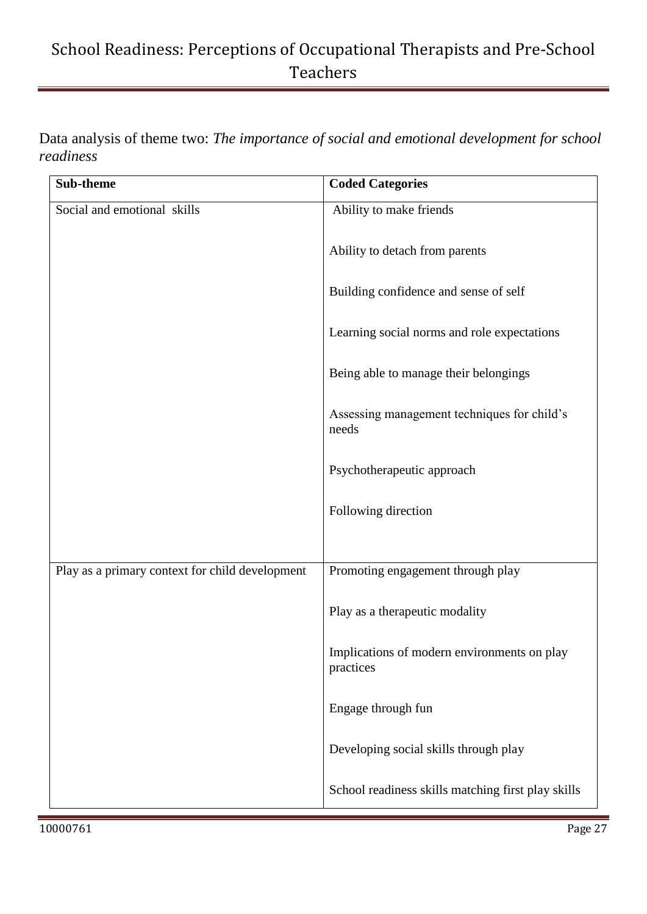Data analysis of theme two: *The importance of social and emotional development for school readiness*

| Sub-theme | Coded Categories |
| --- | --- |
| Social and emotional skills | Ability to make friends |
| | Ability to detach from parents |
| | Building confidence and sense of self |
| | Learning social norms and role expectations |
| | Being able to manage their belongings |
| | Assessing management techniques for child's needs |
| | Psychotherapeutic approach |
| | Following direction |
| Play as a primary context for child development | Promoting engagement through play |
| | Play as a therapeutic modality |
| | Implications of modern environments on play practices |
| | Engage through fun |
| | Developing social skills through play |
| | School readiness skills matching first play skills |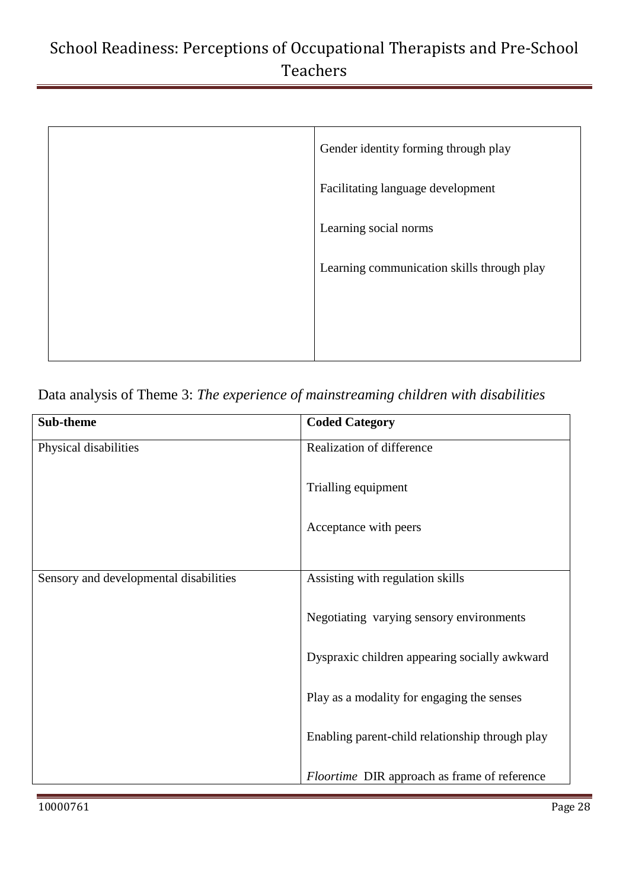| | |
|---|---|
| | Gender identity forming through play<br><br>Facilitating language development<br><br>Learning social norms<br><br>Learning communication skills through play |

Data analysis of Theme 3: *The experience of mainstreaming children with disabilities*

| Sub-theme | Coded Category |
|---|---|
| Physical disabilities | Realization of difference<br><br>Trialling equipment<br><br>Acceptance with peers |
| Sensory and developmental disabilities | Assisting with regulation skills<br><br>Negotiating varying sensory environments<br><br>Dyspraxic children appearing socially awkward<br><br>Play as a modality for engaging the senses<br><br>Enabling parent-child relationship through play<br><br>*Floortime* DIR approach as frame of reference |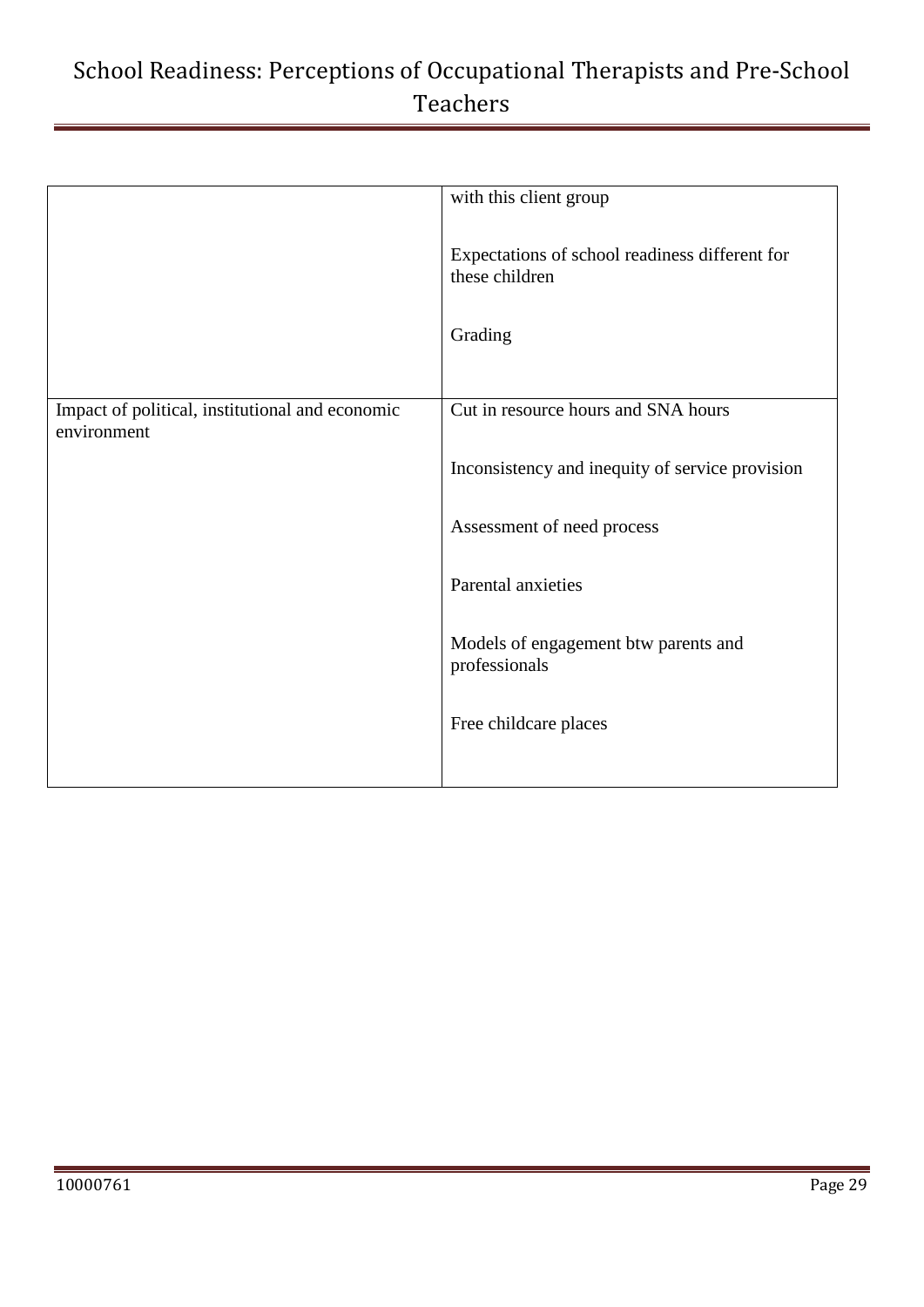| | |
|---|---|
| | with this client group<br><br>Expectations of school readiness different for these children<br><br>Grading |
| Impact of political, institutional and economic environment | Cut in resource hours and SNA hours<br><br>Inconsistency and inequity of service provision<br><br>Assessment of need process<br><br>Parental anxieties<br><br>Models of engagement btw parents and professionals<br><br>Free childcare places |